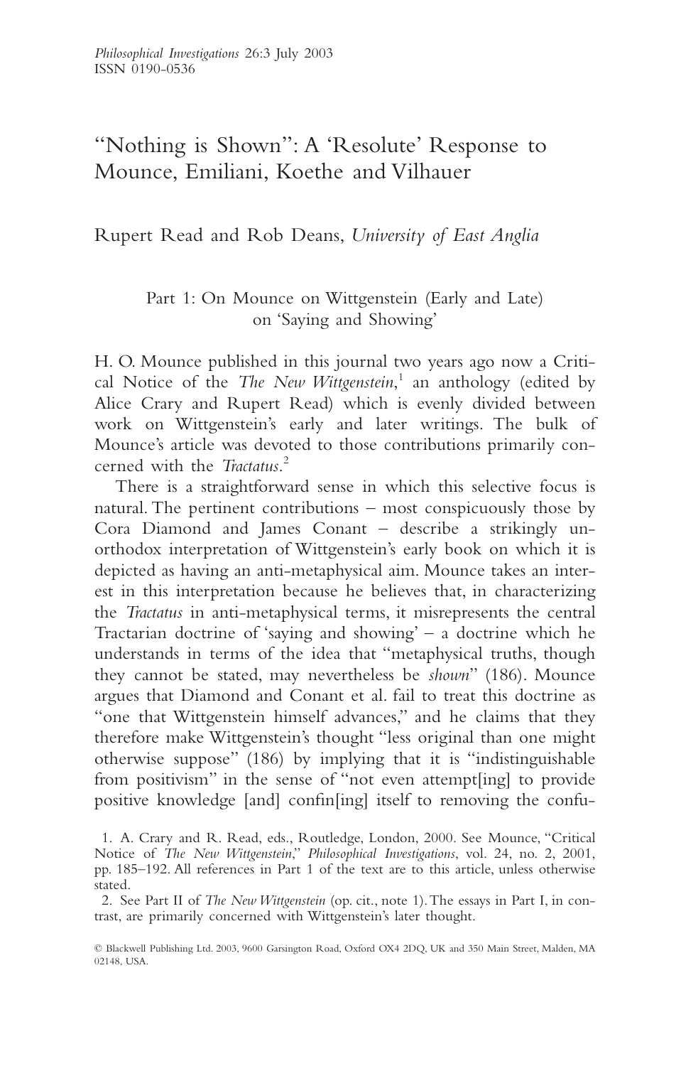# "Nothing is Shown": A 'Resolute' Response to Mounce, Emiliani, Koethe and Vilhauer

Rupert Read and Rob Deans, *University of East Anglia*

## Part 1: On Mounce on Wittgenstein (Early and Late) on 'Saying and Showing'

H. O. Mounce published in this journal two years ago now a Critical Notice of the *The New Wittgenstein*,[1] an anthology (edited by Alice Crary and Rupert Read) which is evenly divided between work on Wittgenstein's early and later writings. The bulk of Mounce's article was devoted to those contributions primarily concerned with the *Tractatus*.[2]

There is a straightforward sense in which this selective focus is natural. The pertinent contributions – most conspicuously those by Cora Diamond and James Conant – describe a strikingly unorthodox interpretation of Wittgenstein's early book on which it is depicted as having an anti-metaphysical aim. Mounce takes an interest in this interpretation because he believes that, in characterizing the *Tractatus* in anti-metaphysical terms, it misrepresents the central Tractarian doctrine of 'saying and showing' – a doctrine which he understands in terms of the idea that "metaphysical truths, though they cannot be stated, may nevertheless be *shown*" (186). Mounce argues that Diamond and Conant et al. fail to treat this doctrine as "one that Wittgenstein himself advances," and he claims that they therefore make Wittgenstein's thought "less original than one might otherwise suppose" (186) by implying that it is "indistinguishable from positivism" in the sense of "not even attempt[ing] to provide positive knowledge [and] confin[ing] itself to removing the confu-

1. A. Crary and R. Read, eds., Routledge, London, 2000. See Mounce, "Critical Notice of *The New Wittgenstein*," *Philosophical Investigations*, vol. 24, no. 2, 2001, pp. 185–192. All references in Part 1 of the text are to this article, unless otherwise stated.

2. See Part II of *The New Wittgenstein* (op. cit., note 1). The essays in Part I, in contrast, are primarily concerned with Wittgenstein's later thought.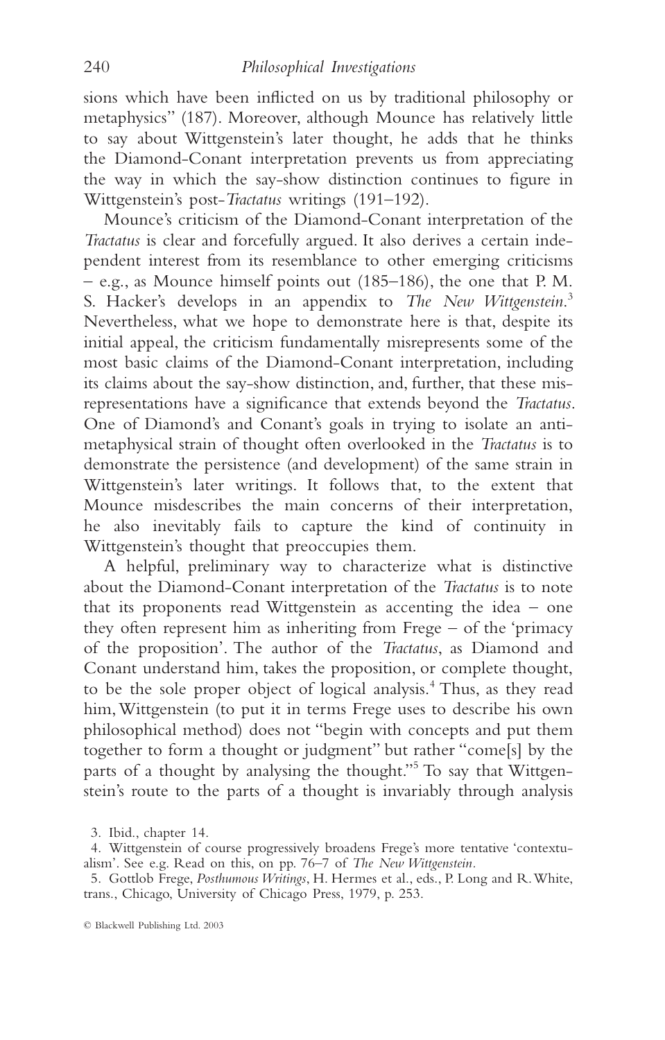sions which have been inflicted on us by traditional philosophy or metaphysics" (187). Moreover, although Mounce has relatively little to say about Wittgenstein's later thought, he adds that he thinks the Diamond-Conant interpretation prevents us from appreciating the way in which the say-show distinction continues to figure in Wittgenstein's post-*Tractatus* writings (191–192).

Mounce's criticism of the Diamond-Conant interpretation of the *Tractatus* is clear and forcefully argued. It also derives a certain independent interest from its resemblance to other emerging criticisms – e.g., as Mounce himself points out (185–186), the one that P. M. S. Hacker's develops in an appendix to *The New Wittgenstein*.[3] Nevertheless, what we hope to demonstrate here is that, despite its initial appeal, the criticism fundamentally misrepresents some of the most basic claims of the Diamond-Conant interpretation, including its claims about the say-show distinction, and, further, that these misrepresentations have a significance that extends beyond the *Tractatus*. One of Diamond's and Conant's goals in trying to isolate an antimetaphysical strain of thought often overlooked in the *Tractatus* is to demonstrate the persistence (and development) of the same strain in Wittgenstein's later writings. It follows that, to the extent that Mounce misdescribes the main concerns of their interpretation, he also inevitably fails to capture the kind of continuity in Wittgenstein's thought that preoccupies them.

A helpful, preliminary way to characterize what is distinctive about the Diamond-Conant interpretation of the *Tractatus* is to note that its proponents read Wittgenstein as accenting the idea – one they often represent him as inheriting from Frege – of the 'primacy of the proposition'. The author of the *Tractatus*, as Diamond and Conant understand him, takes the proposition, or complete thought, to be the sole proper object of logical analysis.[4] Thus, as they read him, Wittgenstein (to put it in terms Frege uses to describe his own philosophical method) does not "begin with concepts and put them together to form a thought or judgment" but rather "come[s] by the parts of a thought by analysing the thought."[5] To say that Wittgenstein's route to the parts of a thought is invariably through analysis

3. Ibid., chapter 14.

4. Wittgenstein of course progressively broadens Frege's more tentative 'contextualism'. See e.g. Read on this, on pp. 76–7 of *The New Wittgenstein*.

5. Gottlob Frege, *Posthumous Writings*, H. Hermes et al., eds., P. Long and R. White, trans., Chicago, University of Chicago Press, 1979, p. 253.

© Blackwell Publishing Ltd. 2003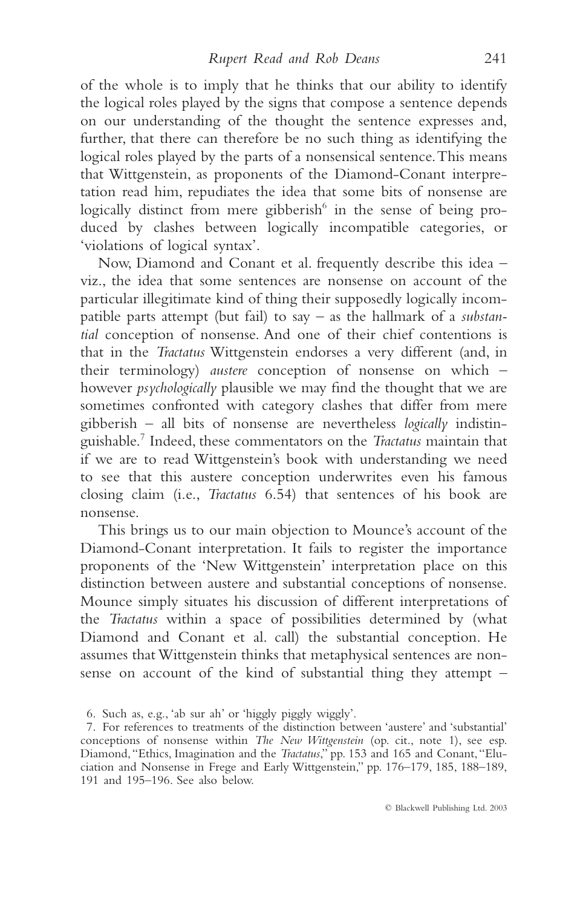of the whole is to imply that he thinks that our ability to identify the logical roles played by the signs that compose a sentence depends on our understanding of the thought the sentence expresses and, further, that there can therefore be no such thing as identifying the logical roles played by the parts of a nonsensical sentence. This means that Wittgenstein, as proponents of the Diamond-Conant interpretation read him, repudiates the idea that some bits of nonsense are logically distinct from mere gibberish[6] in the sense of being produced by clashes between logically incompatible categories, or 'violations of logical syntax'.

Now, Diamond and Conant et al. frequently describe this idea – viz., the idea that some sentences are nonsense on account of the particular illegitimate kind of thing their supposedly logically incompatible parts attempt (but fail) to say – as the hallmark of a *substantial* conception of nonsense. And one of their chief contentions is that in the *Tractatus* Wittgenstein endorses a very different (and, in their terminology) *austere* conception of nonsense on which – however *psychologically* plausible we may find the thought that we are sometimes confronted with category clashes that differ from mere gibberish – all bits of nonsense are nevertheless *logically* indistinguishable.[7] Indeed, these commentators on the *Tractatus* maintain that if we are to read Wittgenstein's book with understanding we need to see that this austere conception underwrites even his famous closing claim (i.e., *Tractatus* 6.54) that sentences of his book are nonsense.

This brings us to our main objection to Mounce's account of the Diamond-Conant interpretation. It fails to register the importance proponents of the 'New Wittgenstein' interpretation place on this distinction between austere and substantial conceptions of nonsense. Mounce simply situates his discussion of different interpretations of the *Tractatus* within a space of possibilities determined by (what Diamond and Conant et al. call) the substantial conception. He assumes that Wittgenstein thinks that metaphysical sentences are nonsense on account of the kind of substantial thing they attempt –

6. Such as, e.g., 'ab sur ah' or 'higgly piggly wiggly'.

7. For references to treatments of the distinction between 'austere' and 'substantial' conceptions of nonsense within *The New Wittgenstein* (op. cit., note 1), see esp. Diamond, "Ethics, Imagination and the *Tractatus*," pp. 153 and 165 and Conant, "Elucidation and Nonsense in Frege and Early Wittgenstein," pp. 176–179, 185, 188–189, 191 and 195–196. See also below.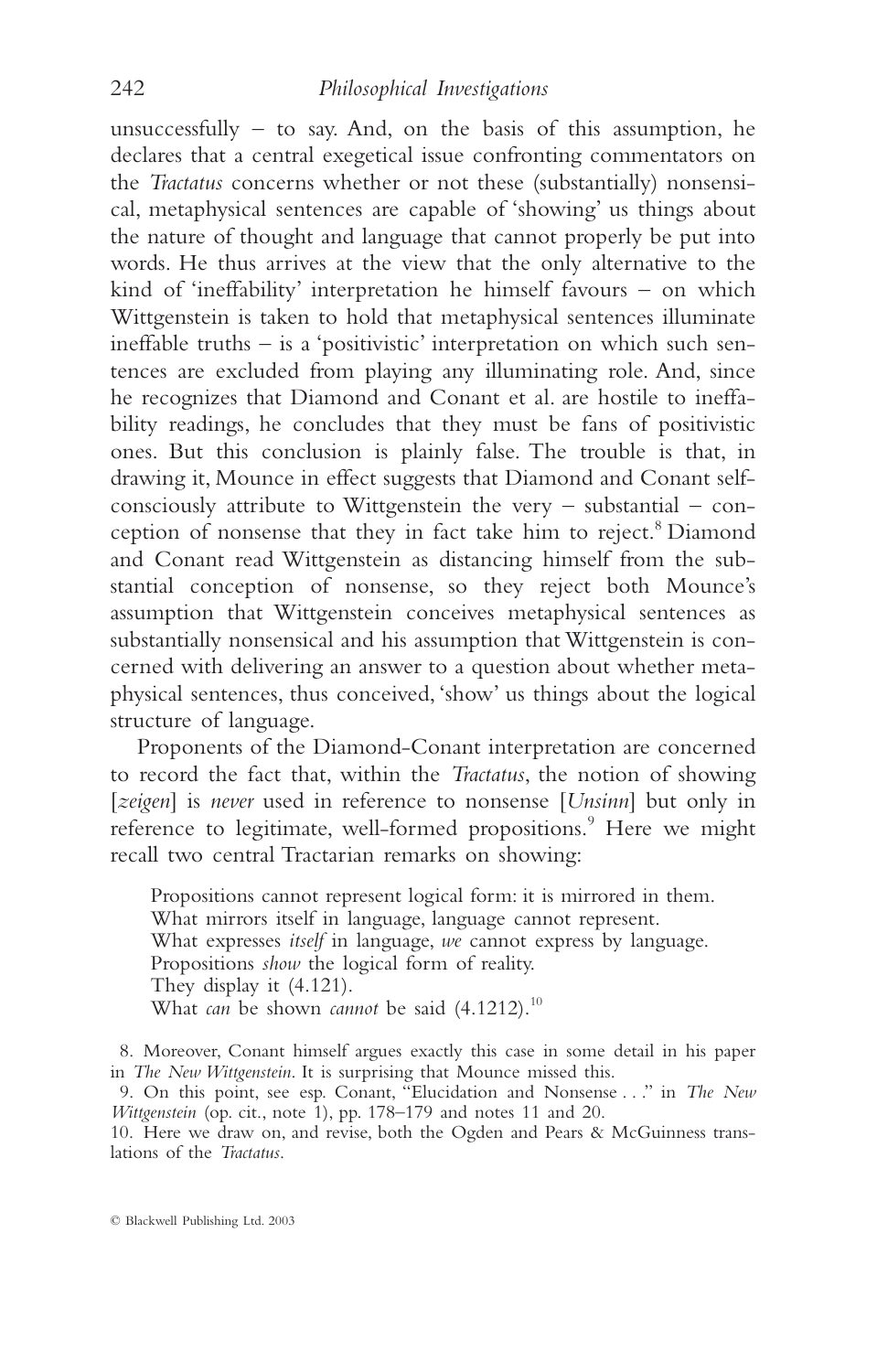unsuccessfully – to say. And, on the basis of this assumption, he declares that a central exegetical issue confronting commentators on the *Tractatus* concerns whether or not these (substantially) nonsensical, metaphysical sentences are capable of 'showing' us things about the nature of thought and language that cannot properly be put into words. He thus arrives at the view that the only alternative to the kind of 'ineffability' interpretation he himself favours – on which Wittgenstein is taken to hold that metaphysical sentences illuminate ineffable truths – is a 'positivistic' interpretation on which such sentences are excluded from playing any illuminating role. And, since he recognizes that Diamond and Conant et al. are hostile to ineffability readings, he concludes that they must be fans of positivistic ones. But this conclusion is plainly false. The trouble is that, in drawing it, Mounce in effect suggests that Diamond and Conant self-consciously attribute to Wittgenstein the very – substantial – conception of nonsense that they in fact take him to reject.[8] Diamond and Conant read Wittgenstein as distancing himself from the substantial conception of nonsense, so they reject both Mounce's assumption that Wittgenstein conceives metaphysical sentences as substantially nonsensical and his assumption that Wittgenstein is concerned with delivering an answer to a question about whether metaphysical sentences, thus conceived, 'show' us things about the logical structure of language.

Proponents of the Diamond-Conant interpretation are concerned to record the fact that, within the *Tractatus*, the notion of showing [*zeigen*] is *never* used in reference to nonsense [*Unsinn*] but only in reference to legitimate, well-formed propositions.[9] Here we might recall two central Tractarian remarks on showing:

> Propositions cannot represent logical form: it is mirrored in them.
> What mirrors itself in language, language cannot represent.
> What expresses *itself* in language, *we* cannot express by language.
> Propositions *show* the logical form of reality.
> They display it (4.121).
> What *can* be shown *cannot* be said (4.1212).[10]

8. Moreover, Conant himself argues exactly this case in some detail in his paper in *The New Wittgenstein*. It is surprising that Mounce missed this.

9. On this point, see esp. Conant, "Elucidation and Nonsense . . ." in *The New Wittgenstein* (op. cit., note 1), pp. 178–179 and notes 11 and 20.

10. Here we draw on, and revise, both the Ogden and Pears & McGuinness translations of the *Tractatus*.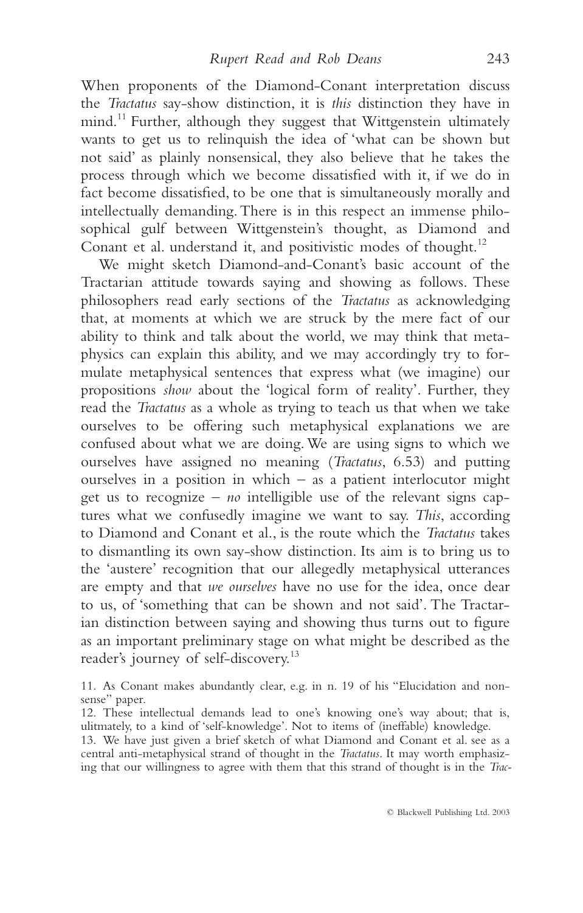When proponents of the Diamond-Conant interpretation discuss the *Tractatus* say-show distinction, it is *this* distinction they have in mind.[11] Further, although they suggest that Wittgenstein ultimately wants to get us to relinquish the idea of 'what can be shown but not said' as plainly nonsensical, they also believe that he takes the process through which we become dissatisfied with it, if we do in fact become dissatisfied, to be one that is simultaneously morally and intellectually demanding. There is in this respect an immense philosophical gulf between Wittgenstein's thought, as Diamond and Conant et al. understand it, and positivistic modes of thought.[12]

We might sketch Diamond-and-Conant's basic account of the Tractarian attitude towards saying and showing as follows. These philosophers read early sections of the *Tractatus* as acknowledging that, at moments at which we are struck by the mere fact of our ability to think and talk about the world, we may think that metaphysics can explain this ability, and we may accordingly try to formulate metaphysical sentences that express what (we imagine) our propositions *show* about the 'logical form of reality'. Further, they read the *Tractatus* as a whole as trying to teach us that when we take ourselves to be offering such metaphysical explanations we are confused about what we are doing. We are using signs to which we ourselves have assigned no meaning (*Tractatus*, 6.53) and putting ourselves in a position in which – as a patient interlocutor might get us to recognize – *no* intelligible use of the relevant signs captures what we confusedly imagine we want to say. *This*, according to Diamond and Conant et al., is the route which the *Tractatus* takes to dismantling its own say-show distinction. Its aim is to bring us to the 'austere' recognition that our allegedly metaphysical utterances are empty and that *we ourselves* have no use for the idea, once dear to us, of 'something that can be shown and not said'. The Tractarian distinction between saying and showing thus turns out to figure as an important preliminary stage on what might be described as the reader's journey of self-discovery.[13]

11. As Conant makes abundantly clear, e.g. in n. 19 of his "Elucidation and nonsense" paper.

12. These intellectual demands lead to one's knowing one's way about; that is, ulitmately, to a kind of 'self-knowledge'. Not to items of (ineffable) knowledge.

13. We have just given a brief sketch of what Diamond and Conant et al. see as a central anti-metaphysical strand of thought in the *Tractatus*. It may worth emphasizing that our willingness to agree with them that this strand of thought is in the *Trac-*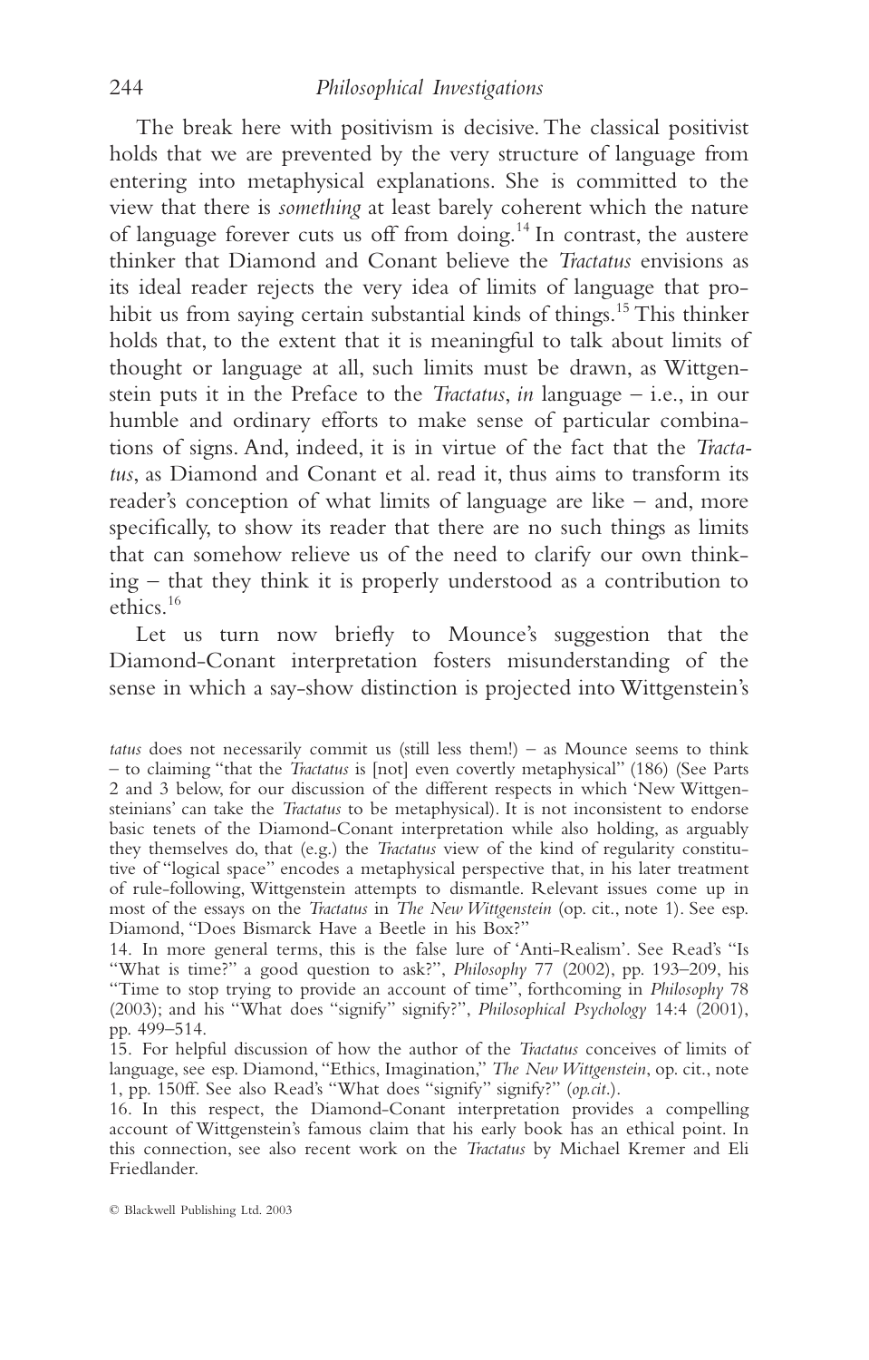The break here with positivism is decisive. The classical positivist holds that we are prevented by the very structure of language from entering into metaphysical explanations. She is committed to the view that there is *something* at least barely coherent which the nature of language forever cuts us off from doing.[14] In contrast, the austere thinker that Diamond and Conant believe the *Tractatus* envisions as its ideal reader rejects the very idea of limits of language that prohibit us from saying certain substantial kinds of things.[15] This thinker holds that, to the extent that it is meaningful to talk about limits of thought or language at all, such limits must be drawn, as Wittgenstein puts it in the Preface to the *Tractatus*, *in* language – i.e., in our humble and ordinary efforts to make sense of particular combinations of signs. And, indeed, it is in virtue of the fact that the *Tractatus*, as Diamond and Conant et al. read it, thus aims to transform its reader's conception of what limits of language are like – and, more specifically, to show its reader that there are no such things as limits that can somehow relieve us of the need to clarify our own thinking – that they think it is properly understood as a contribution to ethics.[16]

Let us turn now briefly to Mounce's suggestion that the Diamond-Conant interpretation fosters misunderstanding of the sense in which a say-show distinction is projected into Wittgenstein's

*tatus* does not necessarily commit us (still less them!) – as Mounce seems to think – to claiming "that the *Tractatus* is [not] even covertly metaphysical" (186) (See Parts 2 and 3 below, for our discussion of the different respects in which 'New Wittgensteinians' can take the *Tractatus* to be metaphysical). It is not inconsistent to endorse basic tenets of the Diamond-Conant interpretation while also holding, as arguably they themselves do, that (e.g.) the *Tractatus* view of the kind of regularity constitutive of "logical space" encodes a metaphysical perspective that, in his later treatment of rule-following, Wittgenstein attempts to dismantle. Relevant issues come up in most of the essays on the *Tractatus* in *The New Wittgenstein* (op. cit., note 1). See esp. Diamond, "Does Bismarck Have a Beetle in his Box?"

14. In more general terms, this is the false lure of 'Anti-Realism'. See Read's "Is "What is time?" a good question to ask?", *Philosophy* 77 (2002), pp. 193–209, his "Time to stop trying to provide an account of time", forthcoming in *Philosophy* 78 (2003); and his "What does "signify" signify?", *Philosophical Psychology* 14:4 (2001), pp. 499–514.

15. For helpful discussion of how the author of the *Tractatus* conceives of limits of language, see esp. Diamond, "Ethics, Imagination," *The New Wittgenstein*, op. cit., note 1, pp. 150ff. See also Read's "What does "signify" signify?" (*op.cit.*).

16. In this respect, the Diamond-Conant interpretation provides a compelling account of Wittgenstein's famous claim that his early book has an ethical point. In this connection, see also recent work on the *Tractatus* by Michael Kremer and Eli Friedlander.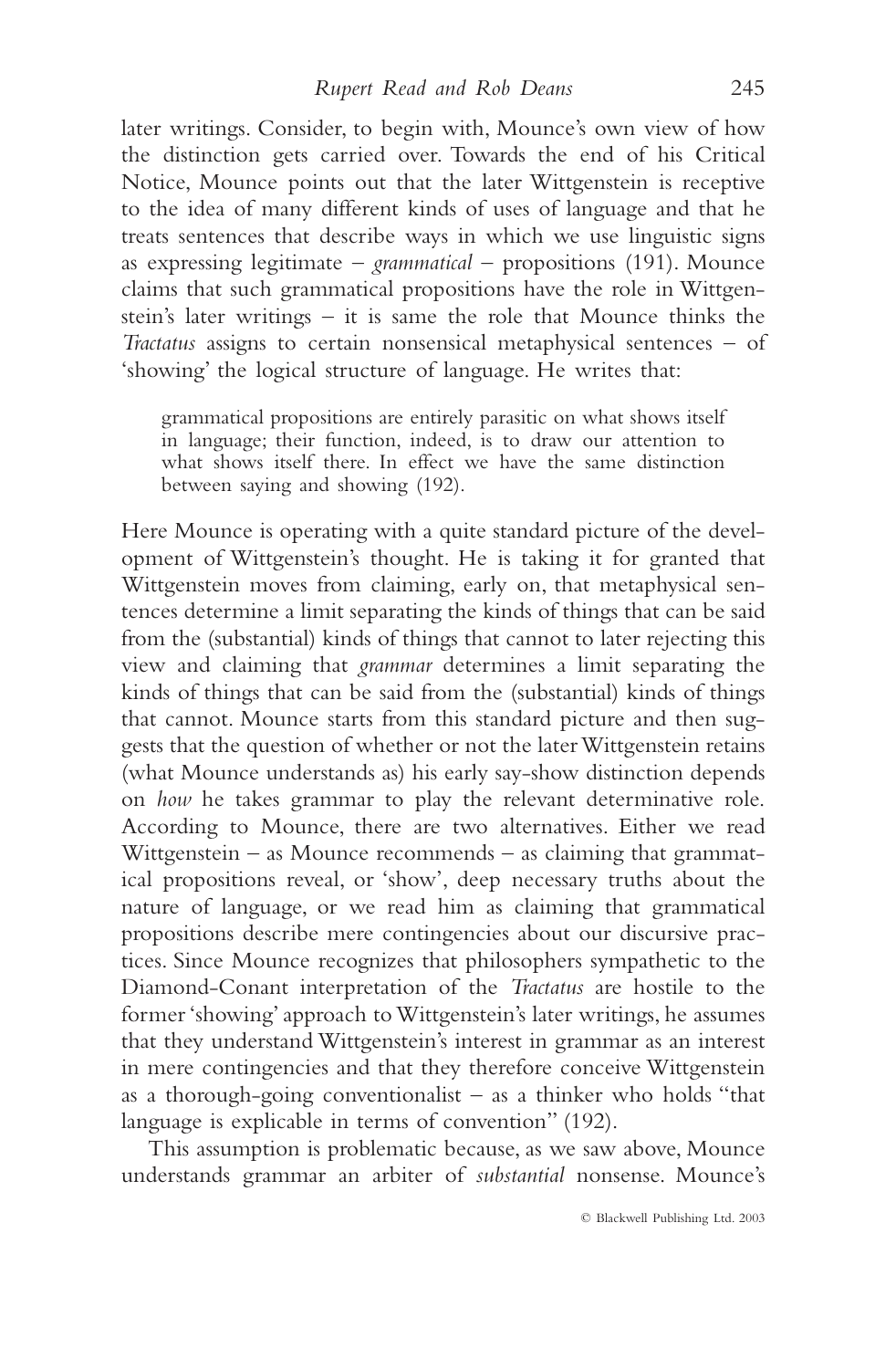later writings. Consider, to begin with, Mounce's own view of how the distinction gets carried over. Towards the end of his Critical Notice, Mounce points out that the later Wittgenstein is receptive to the idea of many different kinds of uses of language and that he treats sentences that describe ways in which we use linguistic signs as expressing legitimate – *grammatical* – propositions (191). Mounce claims that such grammatical propositions have the role in Wittgenstein's later writings – it is same the role that Mounce thinks the *Tractatus* assigns to certain nonsensical metaphysical sentences – of 'showing' the logical structure of language. He writes that:

> grammatical propositions are entirely parasitic on what shows itself in language; their function, indeed, is to draw our attention to what shows itself there. In effect we have the same distinction between saying and showing (192).

Here Mounce is operating with a quite standard picture of the development of Wittgenstein's thought. He is taking it for granted that Wittgenstein moves from claiming, early on, that metaphysical sentences determine a limit separating the kinds of things that can be said from the (substantial) kinds of things that cannot to later rejecting this view and claiming that *grammar* determines a limit separating the kinds of things that can be said from the (substantial) kinds of things that cannot. Mounce starts from this standard picture and then suggests that the question of whether or not the later Wittgenstein retains (what Mounce understands as) his early say-show distinction depends on *how* he takes grammar to play the relevant determinative role. According to Mounce, there are two alternatives. Either we read Wittgenstein – as Mounce recommends – as claiming that grammatical propositions reveal, or 'show', deep necessary truths about the nature of language, or we read him as claiming that grammatical propositions describe mere contingencies about our discursive practices. Since Mounce recognizes that philosophers sympathetic to the Diamond-Conant interpretation of the *Tractatus* are hostile to the former 'showing' approach to Wittgenstein's later writings, he assumes that they understand Wittgenstein's interest in grammar as an interest in mere contingencies and that they therefore conceive Wittgenstein as a thorough-going conventionalist – as a thinker who holds "that language is explicable in terms of convention" (192).

This assumption is problematic because, as we saw above, Mounce understands grammar an arbiter of *substantial* nonsense. Mounce's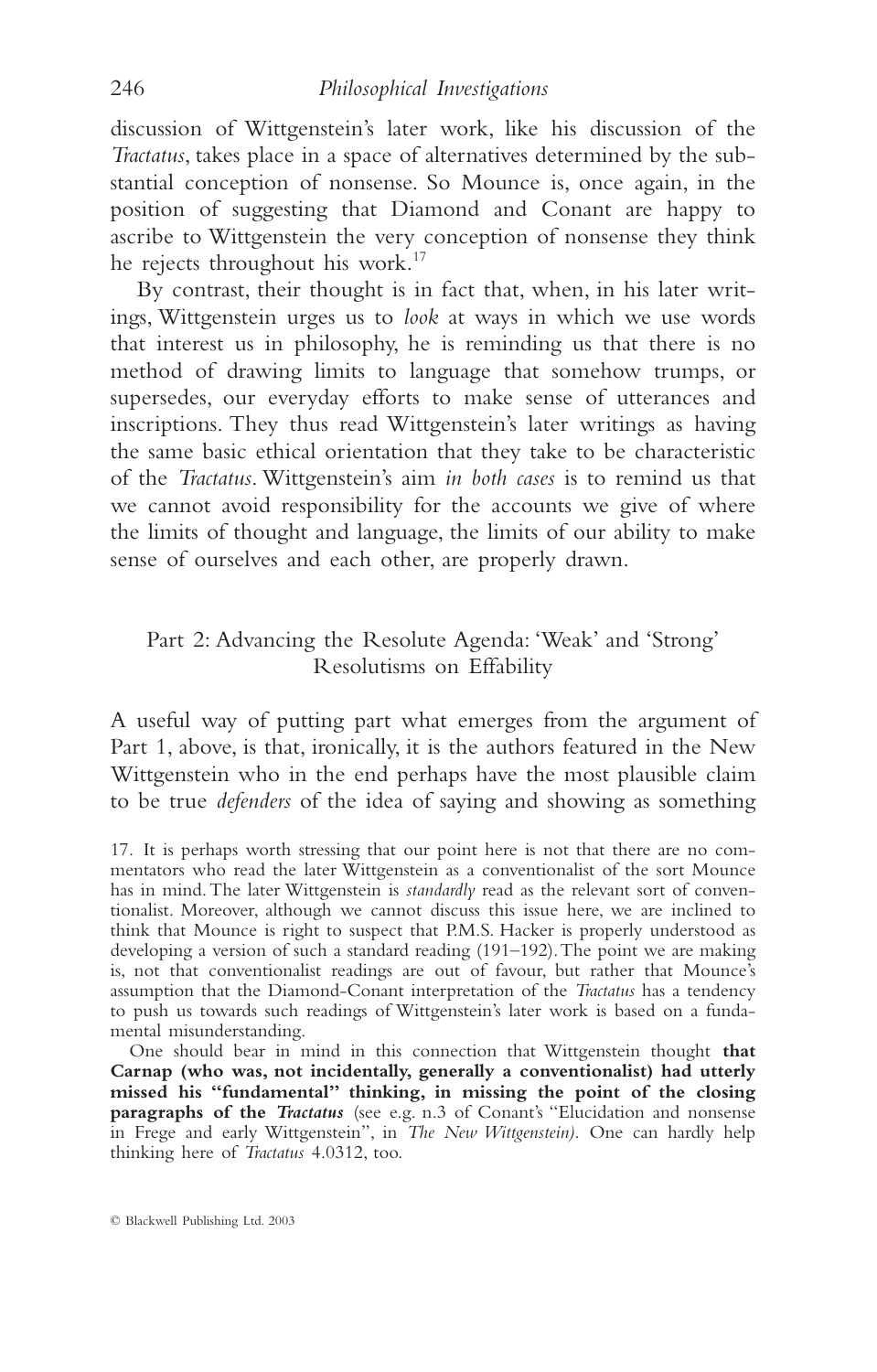discussion of Wittgenstein's later work, like his discussion of the *Tractatus*, takes place in a space of alternatives determined by the substantial conception of nonsense. So Mounce is, once again, in the position of suggesting that Diamond and Conant are happy to ascribe to Wittgenstein the very conception of nonsense they think he rejects throughout his work.[17]

By contrast, their thought is in fact that, when, in his later writings, Wittgenstein urges us to *look* at ways in which we use words that interest us in philosophy, he is reminding us that there is no method of drawing limits to language that somehow trumps, or supersedes, our everyday efforts to make sense of utterances and inscriptions. They thus read Wittgenstein's later writings as having the same basic ethical orientation that they take to be characteristic of the *Tractatus*. Wittgenstein's aim *in both cases* is to remind us that we cannot avoid responsibility for the accounts we give of where the limits of thought and language, the limits of our ability to make sense of ourselves and each other, are properly drawn.

## Part 2: Advancing the Resolute Agenda: 'Weak' and 'Strong' Resolutisms on Effability

A useful way of putting part what emerges from the argument of Part 1, above, is that, ironically, it is the authors featured in the New Wittgenstein who in the end perhaps have the most plausible claim to be true *defenders* of the idea of saying and showing as something

17. It is perhaps worth stressing that our point here is not that there are no commentators who read the later Wittgenstein as a conventionalist of the sort Mounce has in mind. The later Wittgenstein is *standardly* read as the relevant sort of conventionalist. Moreover, although we cannot discuss this issue here, we are inclined to think that Mounce is right to suspect that P.M.S. Hacker is properly understood as developing a version of such a standard reading (191–192). The point we are making is, not that conventionalist readings are out of favour, but rather that Mounce's assumption that the Diamond-Conant interpretation of the *Tractatus* has a tendency to push us towards such readings of Wittgenstein's later work is based on a fundamental misunderstanding.

One should bear in mind in this connection that Wittgenstein thought **that Carnap (who was, not incidentally, generally a conventionalist) had utterly missed his "fundamental" thinking, in missing the point of the closing paragraphs of the *Tractatus*** (see e.g. n.3 of Conant's "Elucidation and nonsense in Frege and early Wittgenstein", in *The New Wittgenstein)*. One can hardly help thinking here of *Tractatus* 4.0312, too.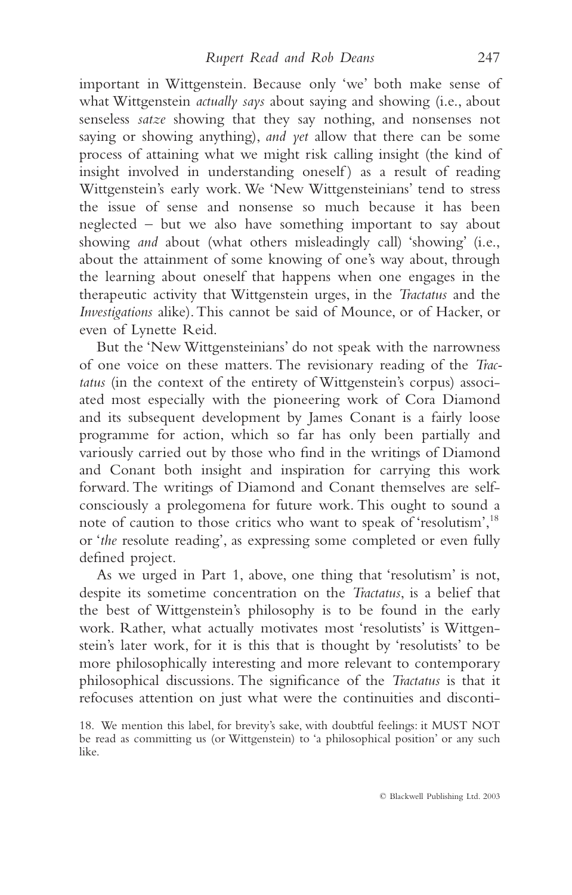important in Wittgenstein. Because only 'we' both make sense of what Wittgenstein *actually says* about saying and showing (i.e., about senseless *satze* showing that they say nothing, and nonsenses not saying or showing anything), *and yet* allow that there can be some process of attaining what we might risk calling insight (the kind of insight involved in understanding oneself) as a result of reading Wittgenstein's early work. We 'New Wittgensteinians' tend to stress the issue of sense and nonsense so much because it has been neglected – but we also have something important to say about showing *and* about (what others misleadingly call) 'showing' (i.e., about the attainment of some knowing of one's way about, through the learning about oneself that happens when one engages in the therapeutic activity that Wittgenstein urges, in the *Tractatus* and the *Investigations* alike). This cannot be said of Mounce, or of Hacker, or even of Lynette Reid.

But the 'New Wittgensteinians' do not speak with the narrowness of one voice on these matters. The revisionary reading of the *Tractatus* (in the context of the entirety of Wittgenstein's corpus) associated most especially with the pioneering work of Cora Diamond and its subsequent development by James Conant is a fairly loose programme for action, which so far has only been partially and variously carried out by those who find in the writings of Diamond and Conant both insight and inspiration for carrying this work forward. The writings of Diamond and Conant themselves are self-consciously a prolegomena for future work. This ought to sound a note of caution to those critics who want to speak of 'resolutism',[18] or '*the* resolute reading', as expressing some completed or even fully defined project.

As we urged in Part 1, above, one thing that 'resolutism' is not, despite its sometime concentration on the *Tractatus*, is a belief that the best of Wittgenstein's philosophy is to be found in the early work. Rather, what actually motivates most 'resolutists' is Wittgenstein's later work, for it is this that is thought by 'resolutists' to be more philosophically interesting and more relevant to contemporary philosophical discussions. The significance of the *Tractatus* is that it refocuses attention on just what were the continuities and disconti-

18. We mention this label, for brevity's sake, with doubtful feelings: it MUST NOT be read as committing us (or Wittgenstein) to 'a philosophical position' or any such like.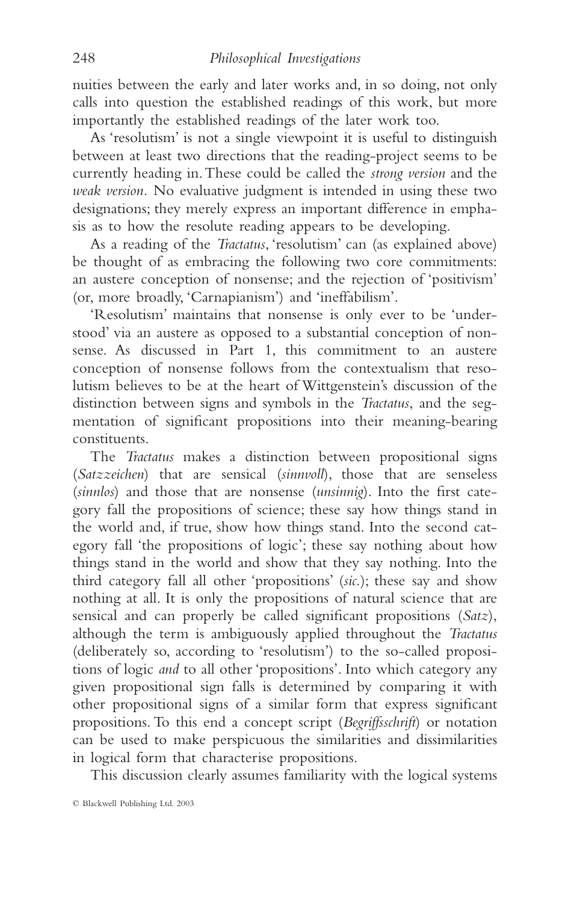nuities between the early and later works and, in so doing, not only calls into question the established readings of this work, but more importantly the established readings of the later work too.

As 'resolutism' is not a single viewpoint it is useful to distinguish between at least two directions that the reading-project seems to be currently heading in. These could be called the *strong version* and the *weak version*. No evaluative judgment is intended in using these two designations; they merely express an important difference in emphasis as to how the resolute reading appears to be developing.

As a reading of the *Tractatus*, 'resolutism' can (as explained above) be thought of as embracing the following two core commitments: an austere conception of nonsense; and the rejection of 'positivism' (or, more broadly, 'Carnapianism') and 'ineffabilism'.

'Resolutism' maintains that nonsense is only ever to be 'understood' via an austere as opposed to a substantial conception of nonsense. As discussed in Part 1, this commitment to an austere conception of nonsense follows from the contextualism that resolutism believes to be at the heart of Wittgenstein's discussion of the distinction between signs and symbols in the *Tractatus*, and the segmentation of significant propositions into their meaning-bearing constituents.

The *Tractatus* makes a distinction between propositional signs (*Satzzeichen*) that are sensical (*sinnvoll*), those that are senseless (*sinnlos*) and those that are nonsense (*unsinnig*). Into the first category fall the propositions of science; these say how things stand in the world and, if true, show how things stand. Into the second category fall 'the propositions of logic'; these say nothing about how things stand in the world and show that they say nothing. Into the third category fall all other 'propositions' (*sic.*); these say and show nothing at all. It is only the propositions of natural science that are sensical and can properly be called significant propositions (*Satz*), although the term is ambiguously applied throughout the *Tractatus* (deliberately so, according to 'resolutism') to the so-called propositions of logic *and* to all other 'propositions'. Into which category any given propositional sign falls is determined by comparing it with other propositional signs of a similar form that express significant propositions. To this end a concept script (*Begriffsschrift*) or notation can be used to make perspicuous the similarities and dissimilarities in logical form that characterise propositions.

This discussion clearly assumes familiarity with the logical systems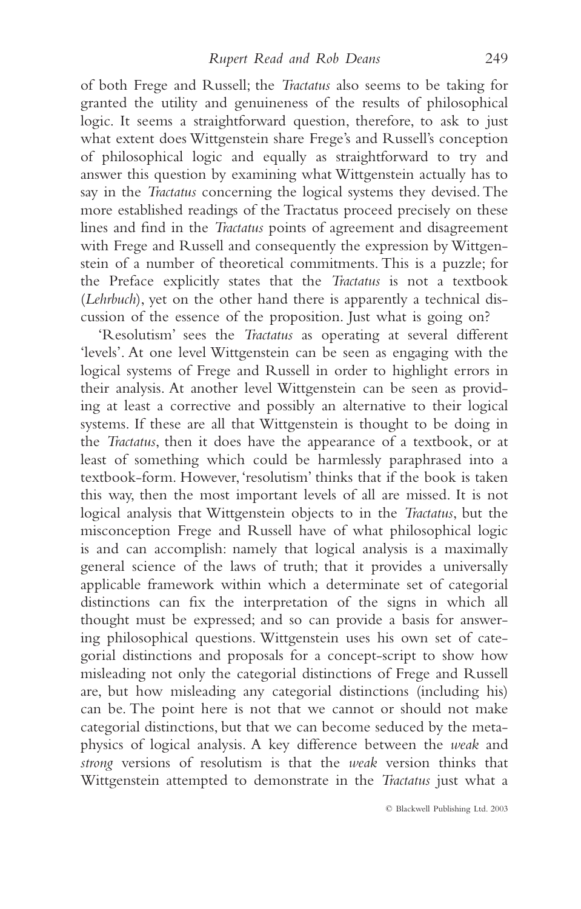of both Frege and Russell; the *Tractatus* also seems to be taking for granted the utility and genuineness of the results of philosophical logic. It seems a straightforward question, therefore, to ask to just what extent does Wittgenstein share Frege's and Russell's conception of philosophical logic and equally as straightforward to try and answer this question by examining what Wittgenstein actually has to say in the *Tractatus* concerning the logical systems they devised. The more established readings of the Tractatus proceed precisely on these lines and find in the *Tractatus* points of agreement and disagreement with Frege and Russell and consequently the expression by Wittgenstein of a number of theoretical commitments. This is a puzzle; for the Preface explicitly states that the *Tractatus* is not a textbook (*Lehrbuch*), yet on the other hand there is apparently a technical discussion of the essence of the proposition. Just what is going on?

'Resolutism' sees the *Tractatus* as operating at several different 'levels'. At one level Wittgenstein can be seen as engaging with the logical systems of Frege and Russell in order to highlight errors in their analysis. At another level Wittgenstein can be seen as providing at least a corrective and possibly an alternative to their logical systems. If these are all that Wittgenstein is thought to be doing in the *Tractatus*, then it does have the appearance of a textbook, or at least of something which could be harmlessly paraphrased into a textbook-form. However, 'resolutism' thinks that if the book is taken this way, then the most important levels of all are missed. It is not logical analysis that Wittgenstein objects to in the *Tractatus*, but the misconception Frege and Russell have of what philosophical logic is and can accomplish: namely that logical analysis is a maximally general science of the laws of truth; that it provides a universally applicable framework within which a determinate set of categorial distinctions can fix the interpretation of the signs in which all thought must be expressed; and so can provide a basis for answering philosophical questions. Wittgenstein uses his own set of categorial distinctions and proposals for a concept-script to show how misleading not only the categorial distinctions of Frege and Russell are, but how misleading any categorial distinctions (including his) can be. The point here is not that we cannot or should not make categorial distinctions, but that we can become seduced by the metaphysics of logical analysis. A key difference between the *weak* and *strong* versions of resolutism is that the *weak* version thinks that Wittgenstein attempted to demonstrate in the *Tractatus* just what a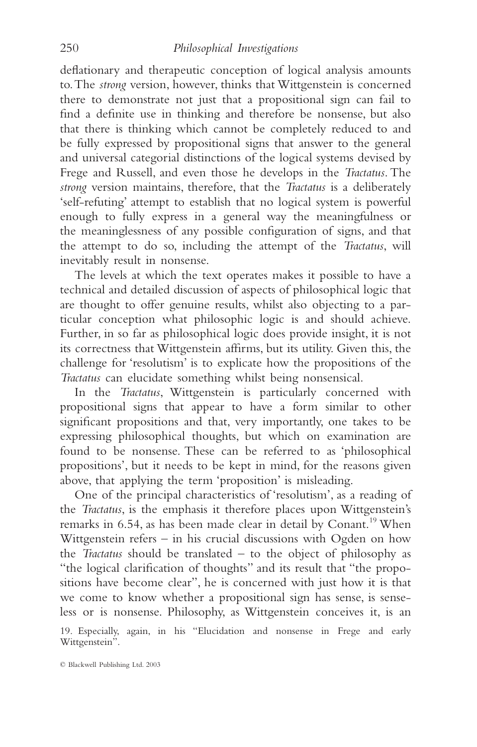deflationary and therapeutic conception of logical analysis amounts to. The *strong* version, however, thinks that Wittgenstein is concerned there to demonstrate not just that a propositional sign can fail to find a definite use in thinking and therefore be nonsense, but also that there is thinking which cannot be completely reduced to and be fully expressed by propositional signs that answer to the general and universal categorial distinctions of the logical systems devised by Frege and Russell, and even those he develops in the *Tractatus*. The *strong* version maintains, therefore, that the *Tractatus* is a deliberately 'self-refuting' attempt to establish that no logical system is powerful enough to fully express in a general way the meaningfulness or the meaninglessness of any possible configuration of signs, and that the attempt to do so, including the attempt of the *Tractatus*, will inevitably result in nonsense.

The levels at which the text operates makes it possible to have a technical and detailed discussion of aspects of philosophical logic that are thought to offer genuine results, whilst also objecting to a particular conception what philosophic logic is and should achieve. Further, in so far as philosophical logic does provide insight, it is not its correctness that Wittgenstein affirms, but its utility. Given this, the challenge for 'resolutism' is to explicate how the propositions of the *Tractatus* can elucidate something whilst being nonsensical.

In the *Tractatus*, Wittgenstein is particularly concerned with propositional signs that appear to have a form similar to other significant propositions and that, very importantly, one takes to be expressing philosophical thoughts, but which on examination are found to be nonsense. These can be referred to as 'philosophical propositions', but it needs to be kept in mind, for the reasons given above, that applying the term 'proposition' is misleading.

One of the principal characteristics of 'resolutism', as a reading of the *Tractatus*, is the emphasis it therefore places upon Wittgenstein's remarks in 6.54, as has been made clear in detail by Conant.[19] When Wittgenstein refers – in his crucial discussions with Ogden on how the *Tractatus* should be translated – to the object of philosophy as "the logical clarification of thoughts" and its result that "the propositions have become clear", he is concerned with just how it is that we come to know whether a propositional sign has sense, is senseless or is nonsense. Philosophy, as Wittgenstein conceives it, is an

19. Especially, again, in his "Elucidation and nonsense in Frege and early Wittgenstein".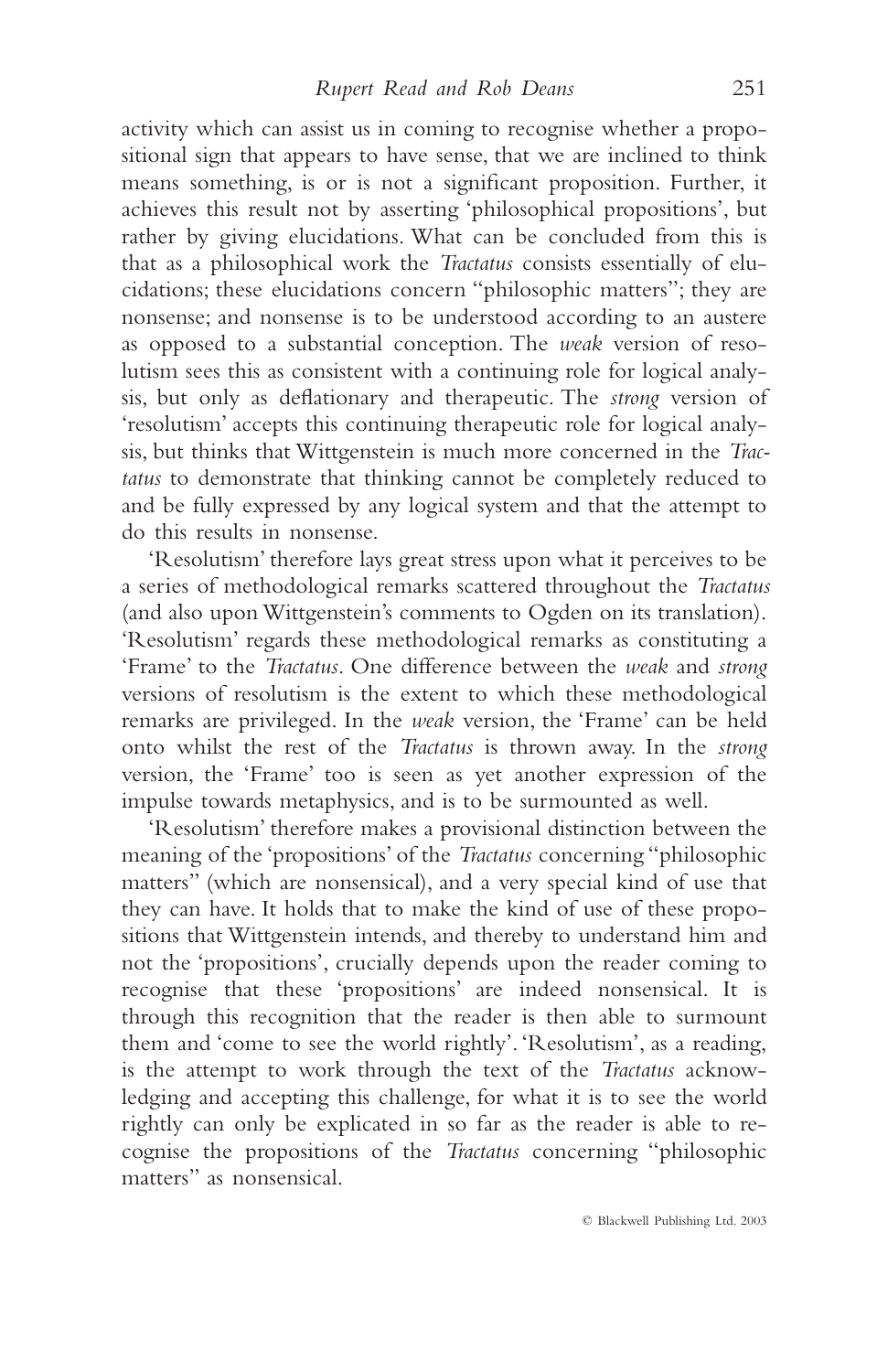activity which can assist us in coming to recognise whether a propositional sign that appears to have sense, that we are inclined to think means something, is or is not a significant proposition. Further, it achieves this result not by asserting 'philosophical propositions', but rather by giving elucidations. What can be concluded from this is that as a philosophical work the *Tractatus* consists essentially of elucidations; these elucidations concern "philosophic matters"; they are nonsense; and nonsense is to be understood according to an austere as opposed to a substantial conception. The *weak* version of resolutism sees this as consistent with a continuing role for logical analysis, but only as deflationary and therapeutic. The *strong* version of 'resolutism' accepts this continuing therapeutic role for logical analysis, but thinks that Wittgenstein is much more concerned in the *Tractatus* to demonstrate that thinking cannot be completely reduced to and be fully expressed by any logical system and that the attempt to do this results in nonsense.

'Resolutism' therefore lays great stress upon what it perceives to be a series of methodological remarks scattered throughout the *Tractatus* (and also upon Wittgenstein's comments to Ogden on its translation). 'Resolutism' regards these methodological remarks as constituting a 'Frame' to the *Tractatus*. One difference between the *weak* and *strong* versions of resolutism is the extent to which these methodological remarks are privileged. In the *weak* version, the 'Frame' can be held onto whilst the rest of the *Tractatus* is thrown away. In the *strong* version, the 'Frame' too is seen as yet another expression of the impulse towards metaphysics, and is to be surmounted as well.

'Resolutism' therefore makes a provisional distinction between the meaning of the 'propositions' of the *Tractatus* concerning "philosophic matters" (which are nonsensical), and a very special kind of use that they can have. It holds that to make the kind of use of these propositions that Wittgenstein intends, and thereby to understand him and not the 'propositions', crucially depends upon the reader coming to recognise that these 'propositions' are indeed nonsensical. It is through this recognition that the reader is then able to surmount them and 'come to see the world rightly'. 'Resolutism', as a reading, is the attempt to work through the text of the *Tractatus* acknowledging and accepting this challenge, for what it is to see the world rightly can only be explicated in so far as the reader is able to recognise the propositions of the *Tractatus* concerning "philosophic matters" as nonsensical.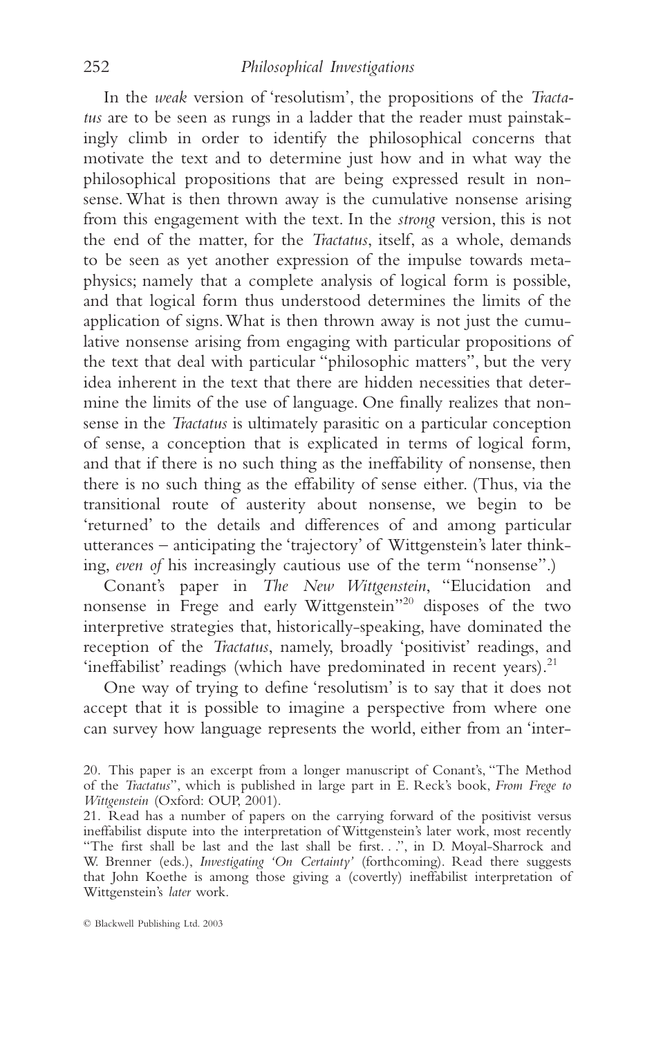In the *weak* version of 'resolutism', the propositions of the *Tractatus* are to be seen as rungs in a ladder that the reader must painstakingly climb in order to identify the philosophical concerns that motivate the text and to determine just how and in what way the philosophical propositions that are being expressed result in nonsense. What is then thrown away is the cumulative nonsense arising from this engagement with the text. In the *strong* version, this is not the end of the matter, for the *Tractatus*, itself, as a whole, demands to be seen as yet another expression of the impulse towards metaphysics; namely that a complete analysis of logical form is possible, and that logical form thus understood determines the limits of the application of signs. What is then thrown away is not just the cumulative nonsense arising from engaging with particular propositions of the text that deal with particular "philosophic matters", but the very idea inherent in the text that there are hidden necessities that determine the limits of the use of language. One finally realizes that nonsense in the *Tractatus* is ultimately parasitic on a particular conception of sense, a conception that is explicated in terms of logical form, and that if there is no such thing as the ineffability of nonsense, then there is no such thing as the effability of sense either. (Thus, via the transitional route of austerity about nonsense, we begin to be 'returned' to the details and differences of and among particular utterances – anticipating the 'trajectory' of Wittgenstein's later thinking, *even of* his increasingly cautious use of the term "nonsense".)

Conant's paper in *The New Wittgenstein*, "Elucidation and nonsense in Frege and early Wittgenstein"[20] disposes of the two interpretive strategies that, historically-speaking, have dominated the reception of the *Tractatus*, namely, broadly 'positivist' readings, and 'ineffabilist' readings (which have predominated in recent years).[21]

One way of trying to define 'resolutism' is to say that it does not accept that it is possible to imagine a perspective from where one can survey how language represents the world, either from an 'inter-

20. This paper is an excerpt from a longer manuscript of Conant's, "The Method of the *Tractatus*", which is published in large part in E. Reck's book, *From Frege to Wittgenstein* (Oxford: OUP, 2001).

21. Read has a number of papers on the carrying forward of the positivist versus ineffabilist dispute into the interpretation of Wittgenstein's later work, most recently "The first shall be last and the last shall be first. . .", in D. Moyal-Sharrock and W. Brenner (eds.), *Investigating 'On Certainty'* (forthcoming). Read there suggests that John Koethe is among those giving a (covertly) ineffabilist interpretation of Wittgenstein's *later* work.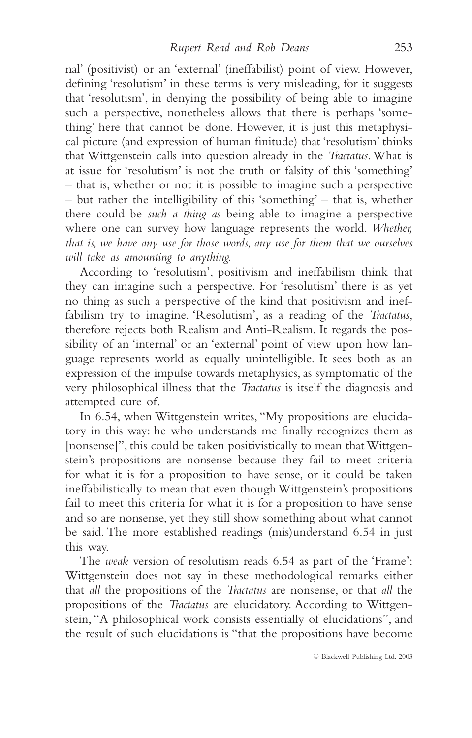nal' (positivist) or an 'external' (ineffabilist) point of view. However, defining 'resolutism' in these terms is very misleading, for it suggests that 'resolutism', in denying the possibility of being able to imagine such a perspective, nonetheless allows that there is perhaps 'something' here that cannot be done. However, it is just this metaphysical picture (and expression of human finitude) that 'resolutism' thinks that Wittgenstein calls into question already in the *Tractatus*. What is at issue for 'resolutism' is not the truth or falsity of this 'something' – that is, whether or not it is possible to imagine such a perspective – but rather the intelligibility of this 'something' – that is, whether there could be *such a thing as* being able to imagine a perspective where one can survey how language represents the world. *Whether, that is, we have any use for those words, any use for them that we ourselves will take as amounting to anything.*

According to 'resolutism', positivism and ineffabilism think that they can imagine such a perspective. For 'resolutism' there is as yet no thing as such a perspective of the kind that positivism and ineffabilism try to imagine. 'Resolutism', as a reading of the *Tractatus*, therefore rejects both Realism and Anti-Realism. It regards the possibility of an 'internal' or an 'external' point of view upon how language represents world as equally unintelligible. It sees both as an expression of the impulse towards metaphysics, as symptomatic of the very philosophical illness that the *Tractatus* is itself the diagnosis and attempted cure of.

In 6.54, when Wittgenstein writes, "My propositions are elucidatory in this way: he who understands me finally recognizes them as [nonsense]", this could be taken positivistically to mean that Wittgenstein's propositions are nonsense because they fail to meet criteria for what it is for a proposition to have sense, or it could be taken ineffabilistically to mean that even though Wittgenstein's propositions fail to meet this criteria for what it is for a proposition to have sense and so are nonsense, yet they still show something about what cannot be said. The more established readings (mis)understand 6.54 in just this way.

The *weak* version of resolutism reads 6.54 as part of the 'Frame': Wittgenstein does not say in these methodological remarks either that *all* the propositions of the *Tractatus* are nonsense, or that *all* the propositions of the *Tractatus* are elucidatory. According to Wittgenstein, "A philosophical work consists essentially of elucidations", and the result of such elucidations is "that the propositions have become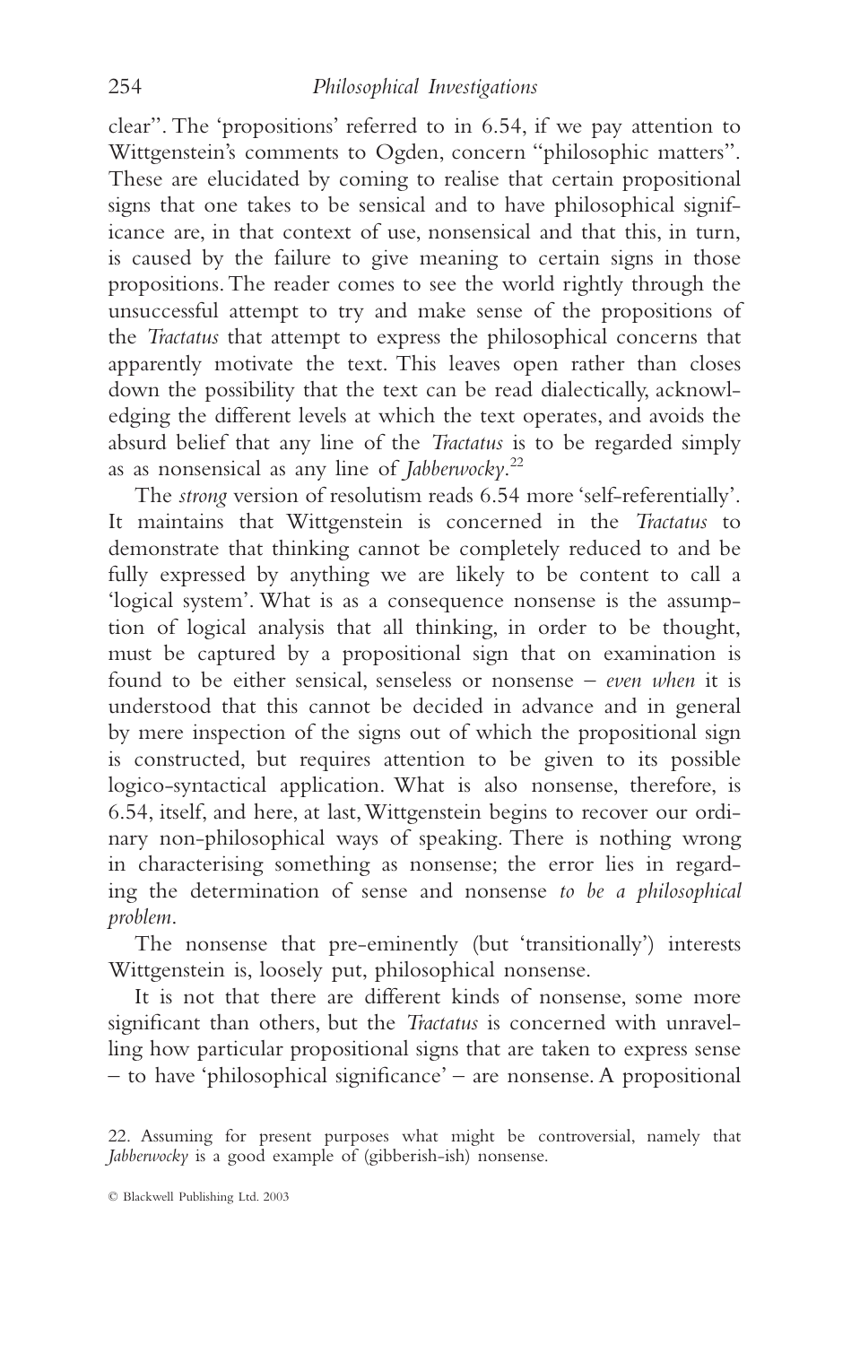clear". The 'propositions' referred to in 6.54, if we pay attention to Wittgenstein's comments to Ogden, concern "philosophic matters". These are elucidated by coming to realise that certain propositional signs that one takes to be sensical and to have philosophical significance are, in that context of use, nonsensical and that this, in turn, is caused by the failure to give meaning to certain signs in those propositions. The reader comes to see the world rightly through the unsuccessful attempt to try and make sense of the propositions of the *Tractatus* that attempt to express the philosophical concerns that apparently motivate the text. This leaves open rather than closes down the possibility that the text can be read dialectically, acknowledging the different levels at which the text operates, and avoids the absurd belief that any line of the *Tractatus* is to be regarded simply as as nonsensical as any line of *Jabberwocky*.[22]

The *strong* version of resolutism reads 6.54 more 'self-referentially'. It maintains that Wittgenstein is concerned in the *Tractatus* to demonstrate that thinking cannot be completely reduced to and be fully expressed by anything we are likely to be content to call a 'logical system'. What is as a consequence nonsense is the assumption of logical analysis that all thinking, in order to be thought, must be captured by a propositional sign that on examination is found to be either sensical, senseless or nonsense – *even when* it is understood that this cannot be decided in advance and in general by mere inspection of the signs out of which the propositional sign is constructed, but requires attention to be given to its possible logico-syntactical application. What is also nonsense, therefore, is 6.54, itself, and here, at last, Wittgenstein begins to recover our ordinary non-philosophical ways of speaking. There is nothing wrong in characterising something as nonsense; the error lies in regarding the determination of sense and nonsense *to be a philosophical problem*.

The nonsense that pre-eminently (but 'transitionally') interests Wittgenstein is, loosely put, philosophical nonsense.

It is not that there are different kinds of nonsense, some more significant than others, but the *Tractatus* is concerned with unravelling how particular propositional signs that are taken to express sense – to have 'philosophical significance' – are nonsense. A propositional

22. Assuming for present purposes what might be controversial, namely that *Jabberwocky* is a good example of (gibberish-ish) nonsense.

© Blackwell Publishing Ltd. 2003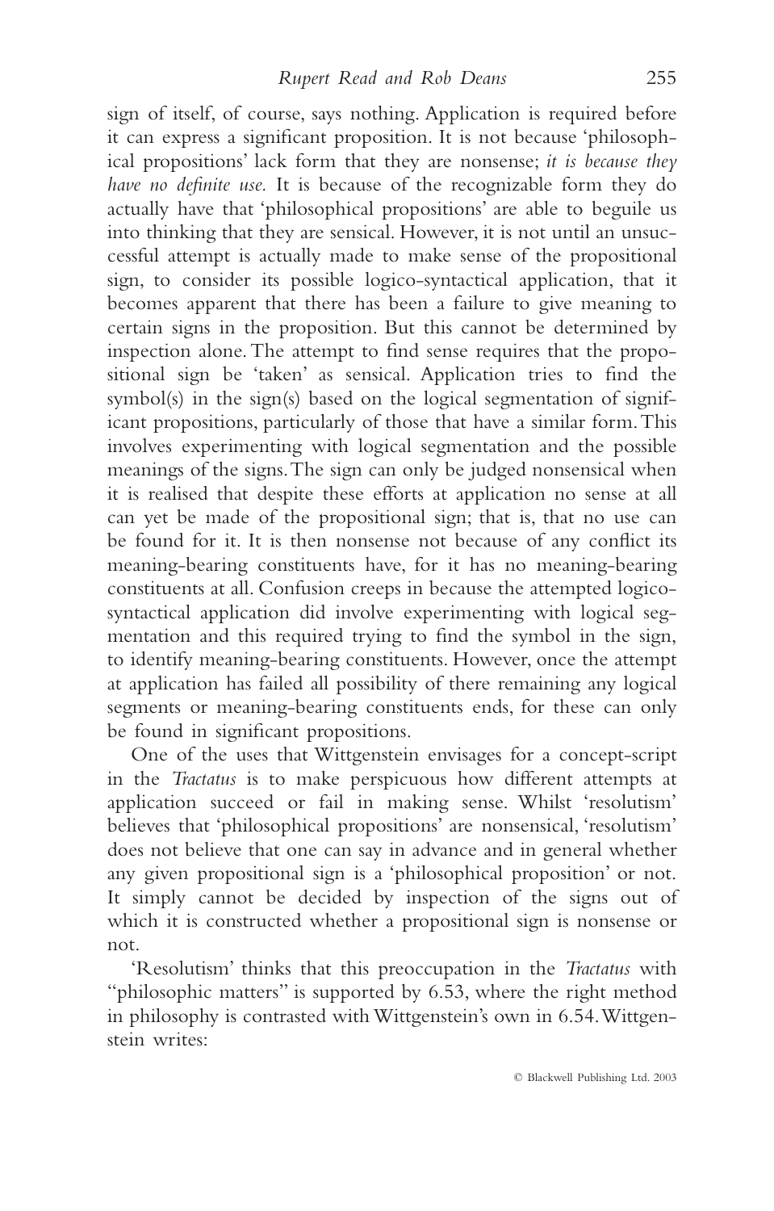sign of itself, of course, says nothing. Application is required before it can express a significant proposition. It is not because 'philosophical propositions' lack form that they are nonsense; *it is because they have no definite use.* It is because of the recognizable form they do actually have that 'philosophical propositions' are able to beguile us into thinking that they are sensical. However, it is not until an unsuccessful attempt is actually made to make sense of the propositional sign, to consider its possible logico-syntactical application, that it becomes apparent that there has been a failure to give meaning to certain signs in the proposition. But this cannot be determined by inspection alone. The attempt to find sense requires that the propositional sign be 'taken' as sensical. Application tries to find the symbol(s) in the sign(s) based on the logical segmentation of significant propositions, particularly of those that have a similar form. This involves experimenting with logical segmentation and the possible meanings of the signs. The sign can only be judged nonsensical when it is realised that despite these efforts at application no sense at all can yet be made of the propositional sign; that is, that no use can be found for it. It is then nonsense not because of any conflict its meaning-bearing constituents have, for it has no meaning-bearing constituents at all. Confusion creeps in because the attempted logico-syntactical application did involve experimenting with logical segmentation and this required trying to find the symbol in the sign, to identify meaning-bearing constituents. However, once the attempt at application has failed all possibility of there remaining any logical segments or meaning-bearing constituents ends, for these can only be found in significant propositions.

One of the uses that Wittgenstein envisages for a concept-script in the *Tractatus* is to make perspicuous how different attempts at application succeed or fail in making sense. Whilst 'resolutism' believes that 'philosophical propositions' are nonsensical, 'resolutism' does not believe that one can say in advance and in general whether any given propositional sign is a 'philosophical proposition' or not. It simply cannot be decided by inspection of the signs out of which it is constructed whether a propositional sign is nonsense or not.

'Resolutism' thinks that this preoccupation in the *Tractatus* with "philosophic matters" is supported by 6.53, where the right method in philosophy is contrasted with Wittgenstein's own in 6.54. Wittgenstein writes: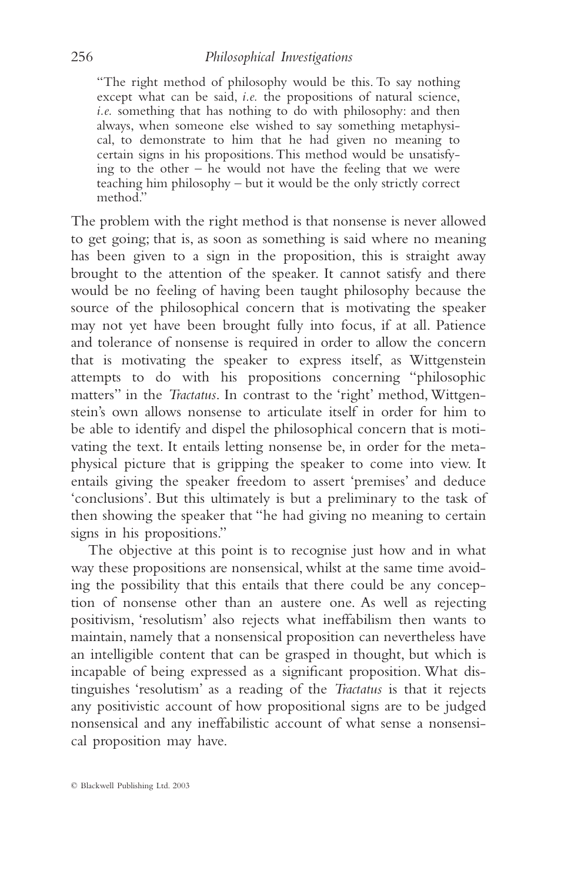> "The right method of philosophy would be this. To say nothing except what can be said, *i.e.* the propositions of natural science, *i.e.* something that has nothing to do with philosophy: and then always, when someone else wished to say something metaphysical, to demonstrate to him that he had given no meaning to certain signs in his propositions. This method would be unsatisfying to the other – he would not have the feeling that we were teaching him philosophy – but it would be the only strictly correct method."

The problem with the right method is that nonsense is never allowed to get going; that is, as soon as something is said where no meaning has been given to a sign in the proposition, this is straight away brought to the attention of the speaker. It cannot satisfy and there would be no feeling of having been taught philosophy because the source of the philosophical concern that is motivating the speaker may not yet have been brought fully into focus, if at all. Patience and tolerance of nonsense is required in order to allow the concern that is motivating the speaker to express itself, as Wittgenstein attempts to do with his propositions concerning "philosophic matters" in the *Tractatus*. In contrast to the 'right' method, Wittgenstein's own allows nonsense to articulate itself in order for him to be able to identify and dispel the philosophical concern that is motivating the text. It entails letting nonsense be, in order for the metaphysical picture that is gripping the speaker to come into view. It entails giving the speaker freedom to assert 'premises' and deduce 'conclusions'. But this ultimately is but a preliminary to the task of then showing the speaker that "he had giving no meaning to certain signs in his propositions."

The objective at this point is to recognise just how and in what way these propositions are nonsensical, whilst at the same time avoiding the possibility that this entails that there could be any conception of nonsense other than an austere one. As well as rejecting positivism, 'resolutism' also rejects what ineffabilism then wants to maintain, namely that a nonsensical proposition can nevertheless have an intelligible content that can be grasped in thought, but which is incapable of being expressed as a significant proposition. What distinguishes 'resolutism' as a reading of the *Tractatus* is that it rejects any positivistic account of how propositional signs are to be judged nonsensical and any ineffabilistic account of what sense a nonsensical proposition may have.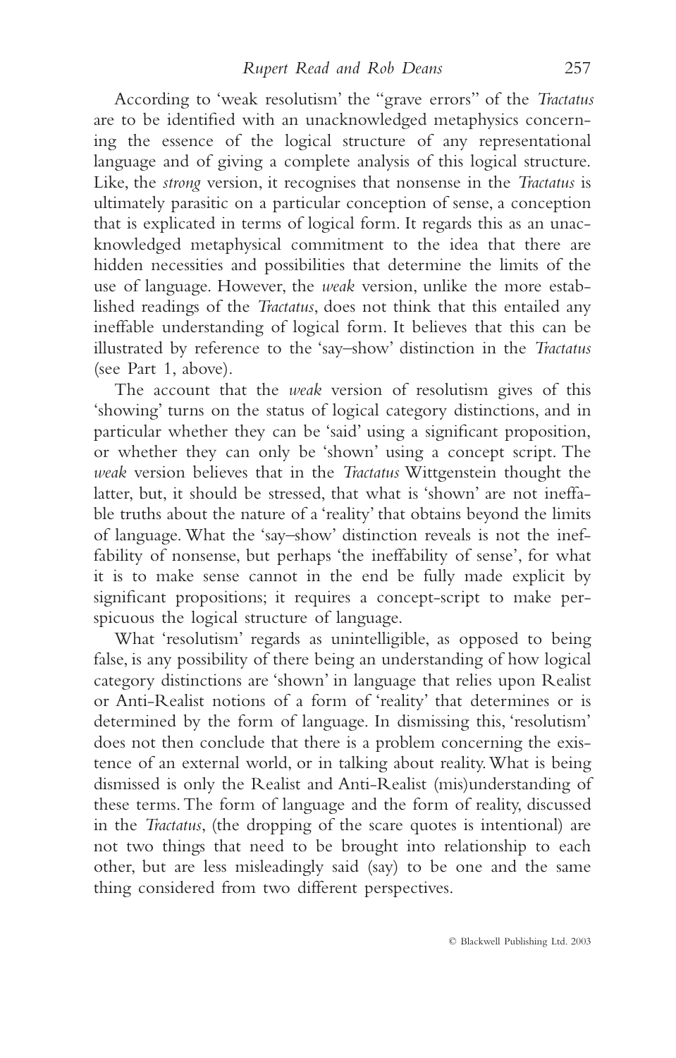According to 'weak resolutism' the "grave errors" of the *Tractatus* are to be identified with an unacknowledged metaphysics concerning the essence of the logical structure of any representational language and of giving a complete analysis of this logical structure. Like, the *strong* version, it recognises that nonsense in the *Tractatus* is ultimately parasitic on a particular conception of sense, a conception that is explicated in terms of logical form. It regards this as an unacknowledged metaphysical commitment to the idea that there are hidden necessities and possibilities that determine the limits of the use of language. However, the *weak* version, unlike the more established readings of the *Tractatus*, does not think that this entailed any ineffable understanding of logical form. It believes that this can be illustrated by reference to the 'say–show' distinction in the *Tractatus* (see Part 1, above).

The account that the *weak* version of resolutism gives of this 'showing' turns on the status of logical category distinctions, and in particular whether they can be 'said' using a significant proposition, or whether they can only be 'shown' using a concept script. The *weak* version believes that in the *Tractatus* Wittgenstein thought the latter, but, it should be stressed, that what is 'shown' are not ineffable truths about the nature of a 'reality' that obtains beyond the limits of language. What the 'say–show' distinction reveals is not the ineffability of nonsense, but perhaps 'the ineffability of sense', for what it is to make sense cannot in the end be fully made explicit by significant propositions; it requires a concept-script to make perspicuous the logical structure of language.

What 'resolutism' regards as unintelligible, as opposed to being false, is any possibility of there being an understanding of how logical category distinctions are 'shown' in language that relies upon Realist or Anti-Realist notions of a form of 'reality' that determines or is determined by the form of language. In dismissing this, 'resolutism' does not then conclude that there is a problem concerning the existence of an external world, or in talking about reality. What is being dismissed is only the Realist and Anti-Realist (mis)understanding of these terms. The form of language and the form of reality, discussed in the *Tractatus*, (the dropping of the scare quotes is intentional) are not two things that need to be brought into relationship to each other, but are less misleadingly said (say) to be one and the same thing considered from two different perspectives.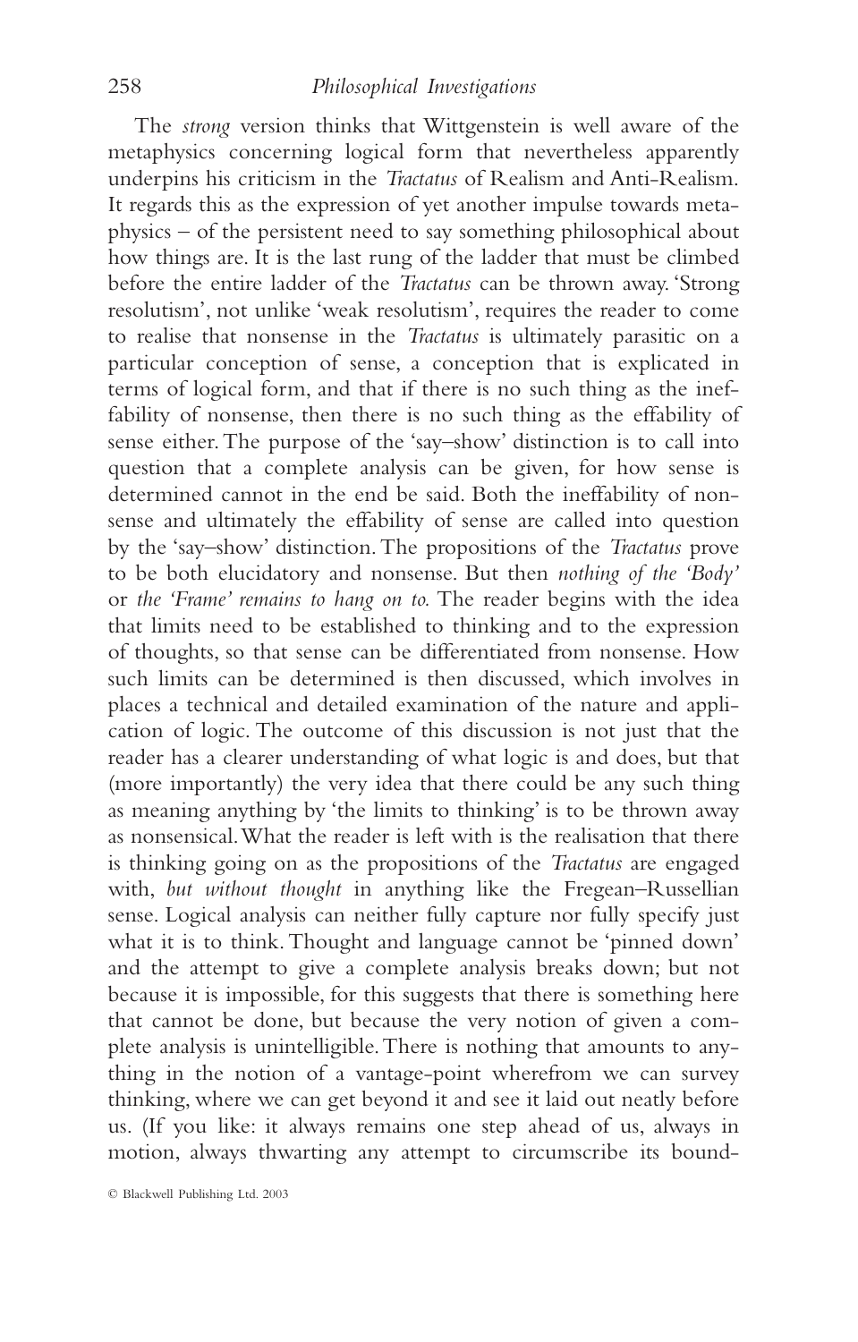The *strong* version thinks that Wittgenstein is well aware of the metaphysics concerning logical form that nevertheless apparently underpins his criticism in the *Tractatus* of Realism and Anti-Realism. It regards this as the expression of yet another impulse towards metaphysics – of the persistent need to say something philosophical about how things are. It is the last rung of the ladder that must be climbed before the entire ladder of the *Tractatus* can be thrown away. 'Strong resolutism', not unlike 'weak resolutism', requires the reader to come to realise that nonsense in the *Tractatus* is ultimately parasitic on a particular conception of sense, a conception that is explicated in terms of logical form, and that if there is no such thing as the ineffability of nonsense, then there is no such thing as the effability of sense either. The purpose of the 'say–show' distinction is to call into question that a complete analysis can be given, for how sense is determined cannot in the end be said. Both the ineffability of nonsense and ultimately the effability of sense are called into question by the 'say–show' distinction. The propositions of the *Tractatus* prove to be both elucidatory and nonsense. But then *nothing of the 'Body'* or *the 'Frame' remains to hang on to.* The reader begins with the idea that limits need to be established to thinking and to the expression of thoughts, so that sense can be differentiated from nonsense. How such limits can be determined is then discussed, which involves in places a technical and detailed examination of the nature and application of logic. The outcome of this discussion is not just that the reader has a clearer understanding of what logic is and does, but that (more importantly) the very idea that there could be any such thing as meaning anything by 'the limits to thinking' is to be thrown away as nonsensical. What the reader is left with is the realisation that there is thinking going on as the propositions of the *Tractatus* are engaged with, *but without thought* in anything like the Fregean–Russellian sense. Logical analysis can neither fully capture nor fully specify just what it is to think. Thought and language cannot be 'pinned down' and the attempt to give a complete analysis breaks down; but not because it is impossible, for this suggests that there is something here that cannot be done, but because the very notion of given a complete analysis is unintelligible. There is nothing that amounts to anything in the notion of a vantage-point wherefrom we can survey thinking, where we can get beyond it and see it laid out neatly before us. (If you like: it always remains one step ahead of us, always in motion, always thwarting any attempt to circumscribe its bound-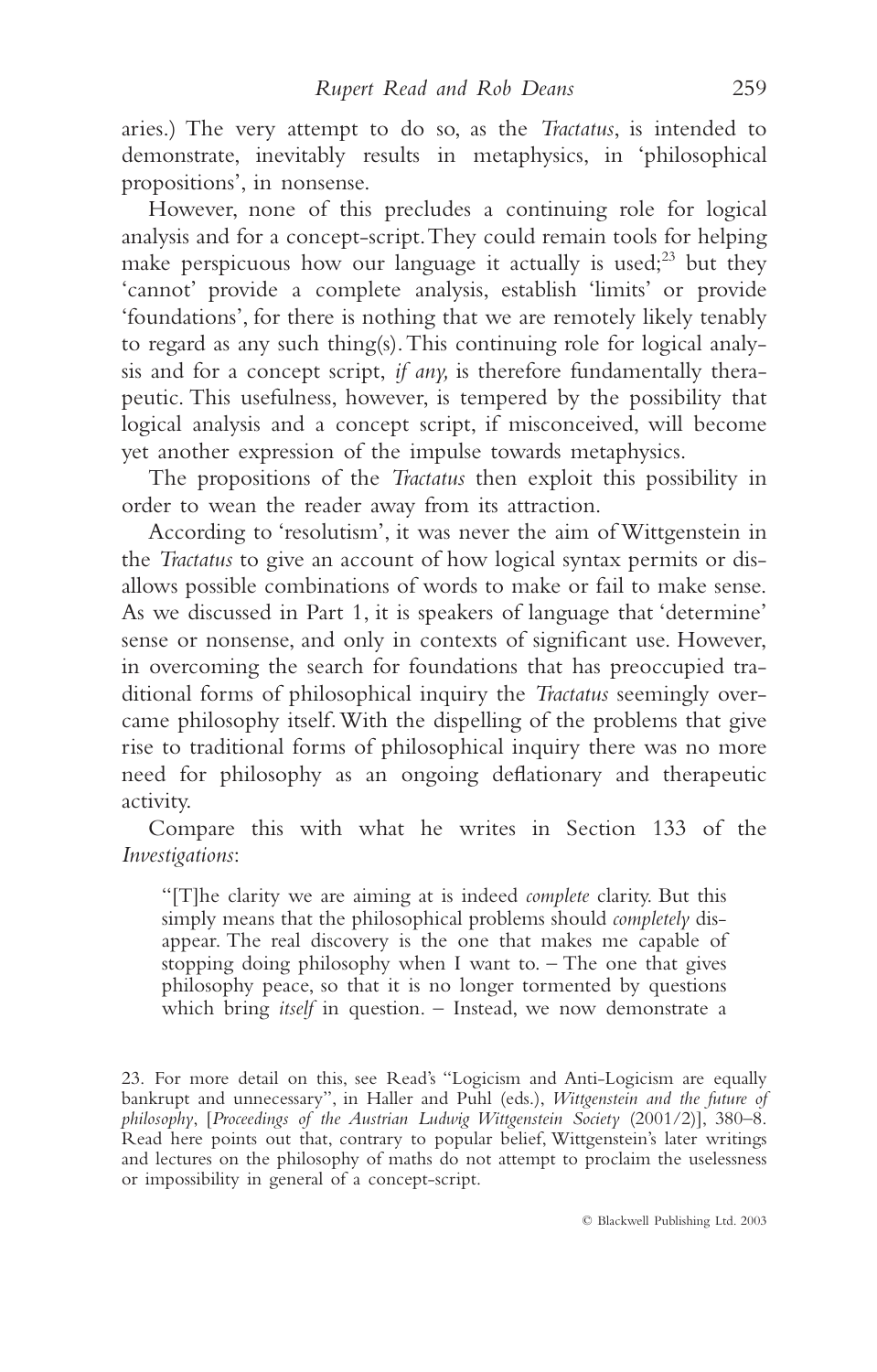aries.) The very attempt to do so, as the *Tractatus*, is intended to demonstrate, inevitably results in metaphysics, in 'philosophical propositions', in nonsense.

However, none of this precludes a continuing role for logical analysis and for a concept-script. They could remain tools for helping make perspicuous how our language it actually is used;[23] but they 'cannot' provide a complete analysis, establish 'limits' or provide 'foundations', for there is nothing that we are remotely likely tenably to regard as any such thing(s). This continuing role for logical analysis and for a concept script, *if any,* is therefore fundamentally therapeutic. This usefulness, however, is tempered by the possibility that logical analysis and a concept script, if misconceived, will become yet another expression of the impulse towards metaphysics.

The propositions of the *Tractatus* then exploit this possibility in order to wean the reader away from its attraction.

According to 'resolutism', it was never the aim of Wittgenstein in the *Tractatus* to give an account of how logical syntax permits or disallows possible combinations of words to make or fail to make sense. As we discussed in Part 1, it is speakers of language that 'determine' sense or nonsense, and only in contexts of significant use. However, in overcoming the search for foundations that has preoccupied traditional forms of philosophical inquiry the *Tractatus* seemingly overcame philosophy itself. With the dispelling of the problems that give rise to traditional forms of philosophical inquiry there was no more need for philosophy as an ongoing deflationary and therapeutic activity.

Compare this with what he writes in Section 133 of the *Investigations*:

> "[T]he clarity we are aiming at is indeed *complete* clarity. But this simply means that the philosophical problems should *completely* disappear. The real discovery is the one that makes me capable of stopping doing philosophy when I want to. – The one that gives philosophy peace, so that it is no longer tormented by questions which bring *itself* in question. – Instead, we now demonstrate a

23. For more detail on this, see Read's "Logicism and Anti-Logicism are equally bankrupt and unnecessary", in Haller and Puhl (eds.), *Wittgenstein and the future of philosophy*, [*Proceedings of the Austrian Ludwig Wittgenstein Society* (2001/2)], 380–8. Read here points out that, contrary to popular belief, Wittgenstein's later writings and lectures on the philosophy of maths do not attempt to proclaim the uselessness or impossibility in general of a concept-script.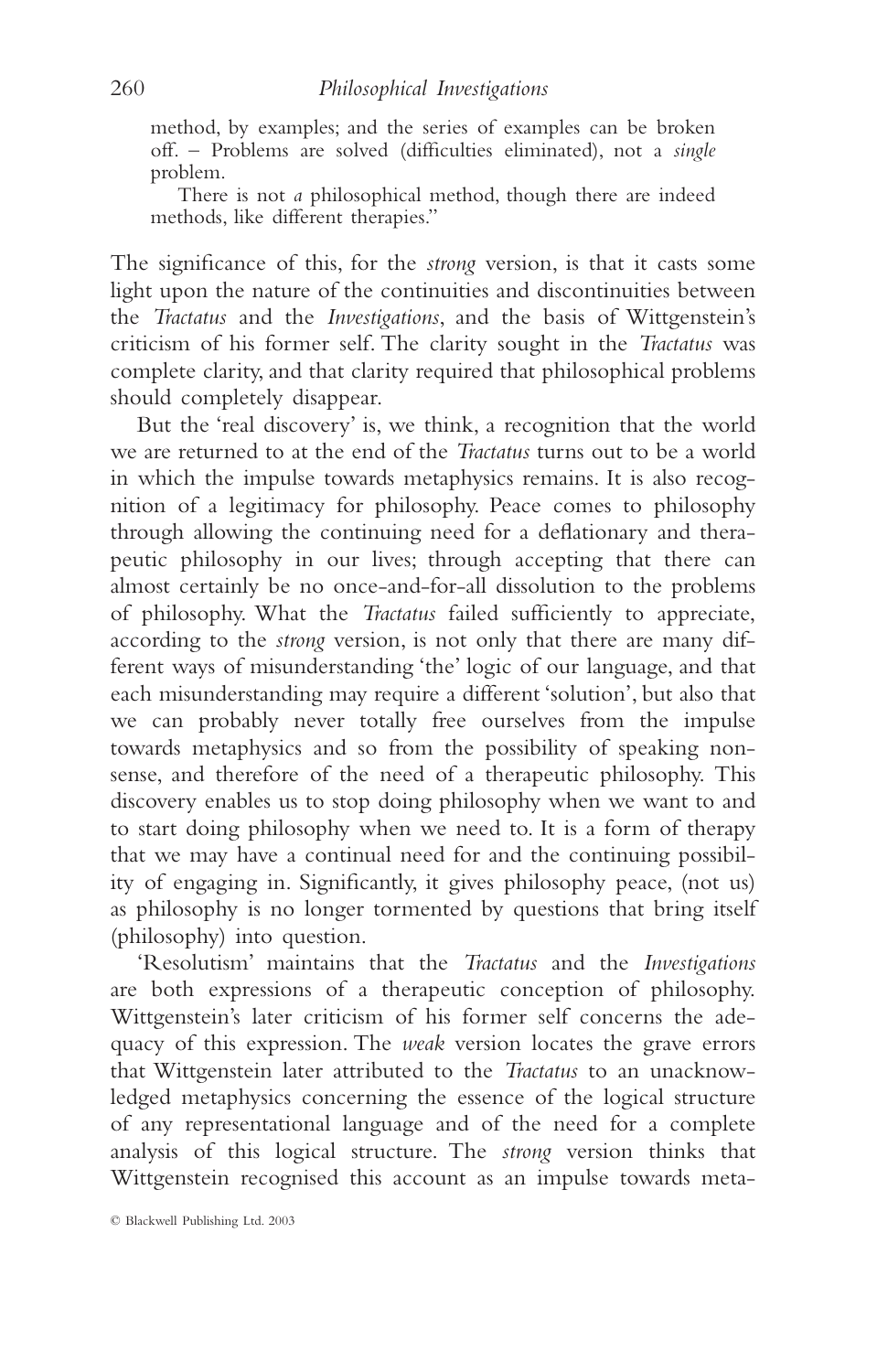> method, by examples; and the series of examples can be broken off. – Problems are solved (difficulties eliminated), not a *single* problem.
>
> There is not *a* philosophical method, though there are indeed methods, like different therapies."

The significance of this, for the *strong* version, is that it casts some light upon the nature of the continuities and discontinuities between the *Tractatus* and the *Investigations*, and the basis of Wittgenstein's criticism of his former self. The clarity sought in the *Tractatus* was complete clarity, and that clarity required that philosophical problems should completely disappear.

But the 'real discovery' is, we think, a recognition that the world we are returned to at the end of the *Tractatus* turns out to be a world in which the impulse towards metaphysics remains. It is also recognition of a legitimacy for philosophy. Peace comes to philosophy through allowing the continuing need for a deflationary and therapeutic philosophy in our lives; through accepting that there can almost certainly be no once-and-for-all dissolution to the problems of philosophy. What the *Tractatus* failed sufficiently to appreciate, according to the *strong* version, is not only that there are many different ways of misunderstanding 'the' logic of our language, and that each misunderstanding may require a different 'solution', but also that we can probably never totally free ourselves from the impulse towards metaphysics and so from the possibility of speaking nonsense, and therefore of the need of a therapeutic philosophy. This discovery enables us to stop doing philosophy when we want to and to start doing philosophy when we need to. It is a form of therapy that we may have a continual need for and the continuing possibility of engaging in. Significantly, it gives philosophy peace, (not us) as philosophy is no longer tormented by questions that bring itself (philosophy) into question.

'Resolutism' maintains that the *Tractatus* and the *Investigations* are both expressions of a therapeutic conception of philosophy. Wittgenstein's later criticism of his former self concerns the adequacy of this expression. The *weak* version locates the grave errors that Wittgenstein later attributed to the *Tractatus* to an unacknowledged metaphysics concerning the essence of the logical structure of any representational language and of the need for a complete analysis of this logical structure. The *strong* version thinks that Wittgenstein recognised this account as an impulse towards meta-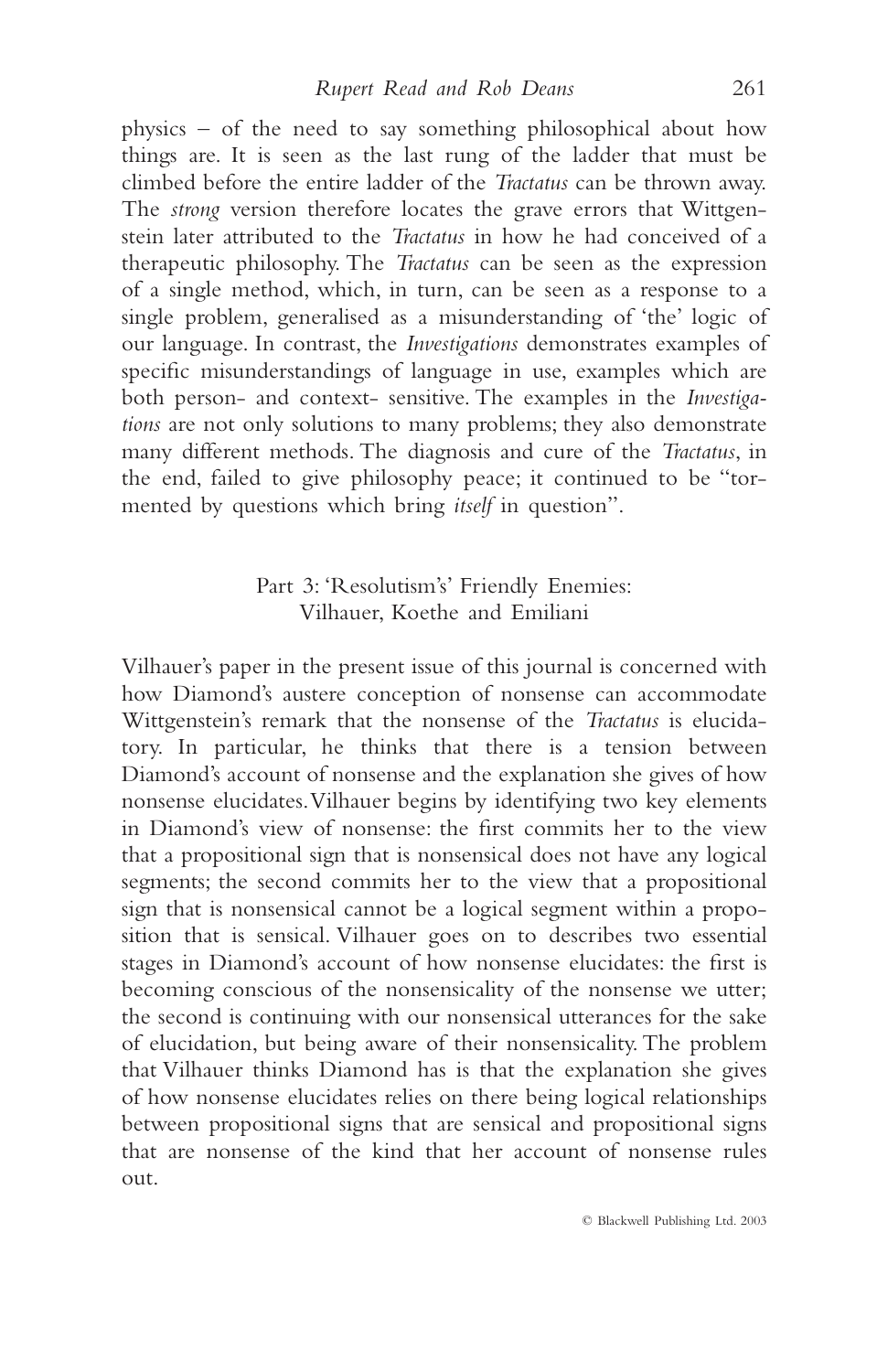physics – of the need to say something philosophical about how things are. It is seen as the last rung of the ladder that must be climbed before the entire ladder of the *Tractatus* can be thrown away. The *strong* version therefore locates the grave errors that Wittgenstein later attributed to the *Tractatus* in how he had conceived of a therapeutic philosophy. The *Tractatus* can be seen as the expression of a single method, which, in turn, can be seen as a response to a single problem, generalised as a misunderstanding of 'the' logic of our language. In contrast, the *Investigations* demonstrates examples of specific misunderstandings of language in use, examples which are both person- and context- sensitive. The examples in the *Investigations* are not only solutions to many problems; they also demonstrate many different methods. The diagnosis and cure of the *Tractatus*, in the end, failed to give philosophy peace; it continued to be "tormented by questions which bring *itself* in question".

## Part 3: 'Resolutism's' Friendly Enemies: Vilhauer, Koethe and Emiliani

Vilhauer's paper in the present issue of this journal is concerned with how Diamond's austere conception of nonsense can accommodate Wittgenstein's remark that the nonsense of the *Tractatus* is elucidatory. In particular, he thinks that there is a tension between Diamond's account of nonsense and the explanation she gives of how nonsense elucidates. Vilhauer begins by identifying two key elements in Diamond's view of nonsense: the first commits her to the view that a propositional sign that is nonsensical does not have any logical segments; the second commits her to the view that a propositional sign that is nonsensical cannot be a logical segment within a proposition that is sensical. Vilhauer goes on to describes two essential stages in Diamond's account of how nonsense elucidates: the first is becoming conscious of the nonsensicality of the nonsense we utter; the second is continuing with our nonsensical utterances for the sake of elucidation, but being aware of their nonsensicality. The problem that Vilhauer thinks Diamond has is that the explanation she gives of how nonsense elucidates relies on there being logical relationships between propositional signs that are sensical and propositional signs that are nonsense of the kind that her account of nonsense rules out.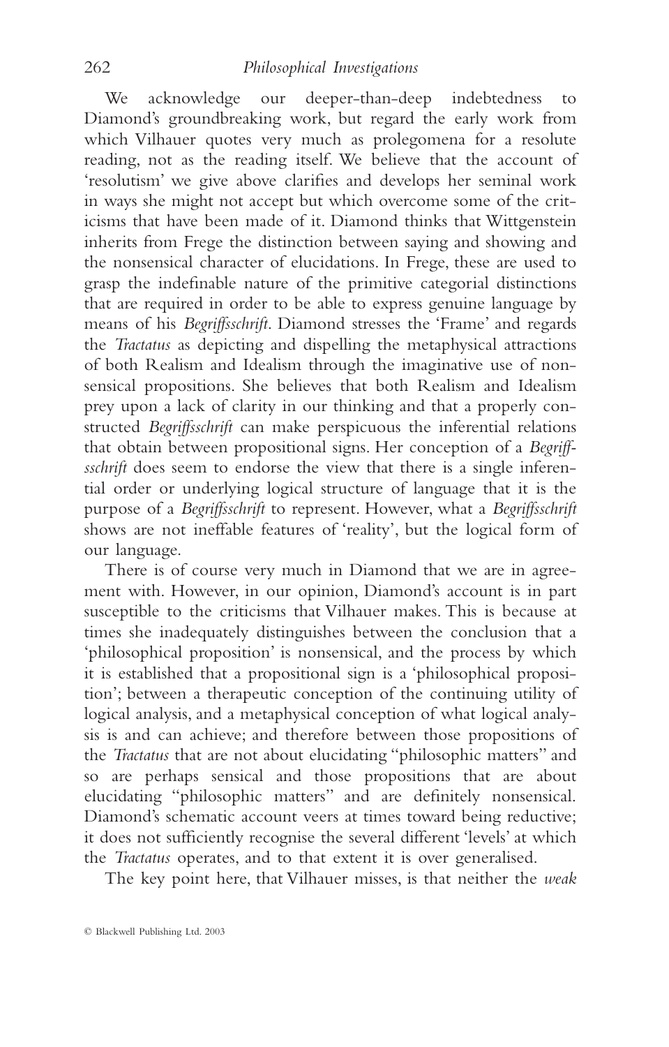We acknowledge our deeper-than-deep indebtedness to Diamond's groundbreaking work, but regard the early work from which Vilhauer quotes very much as prolegomena for a resolute reading, not as the reading itself. We believe that the account of 'resolutism' we give above clarifies and develops her seminal work in ways she might not accept but which overcome some of the criticisms that have been made of it. Diamond thinks that Wittgenstein inherits from Frege the distinction between saying and showing and the nonsensical character of elucidations. In Frege, these are used to grasp the indefinable nature of the primitive categorial distinctions that are required in order to be able to express genuine language by means of his *Begriffsschrift*. Diamond stresses the 'Frame' and regards the *Tractatus* as depicting and dispelling the metaphysical attractions of both Realism and Idealism through the imaginative use of nonsensical propositions. She believes that both Realism and Idealism prey upon a lack of clarity in our thinking and that a properly constructed *Begriffsschrift* can make perspicuous the inferential relations that obtain between propositional signs. Her conception of a *Begriffsschrift* does seem to endorse the view that there is a single inferential order or underlying logical structure of language that it is the purpose of a *Begriffsschrift* to represent. However, what a *Begriffsschrift* shows are not ineffable features of 'reality', but the logical form of our language.

There is of course very much in Diamond that we are in agreement with. However, in our opinion, Diamond's account is in part susceptible to the criticisms that Vilhauer makes. This is because at times she inadequately distinguishes between the conclusion that a 'philosophical proposition' is nonsensical, and the process by which it is established that a propositional sign is a 'philosophical proposition'; between a therapeutic conception of the continuing utility of logical analysis, and a metaphysical conception of what logical analysis is and can achieve; and therefore between those propositions of the *Tractatus* that are not about elucidating "philosophic matters" and so are perhaps sensical and those propositions that are about elucidating "philosophic matters" and are definitely nonsensical. Diamond's schematic account veers at times toward being reductive; it does not sufficiently recognise the several different 'levels' at which the *Tractatus* operates, and to that extent it is over generalised.

The key point here, that Vilhauer misses, is that neither the *weak*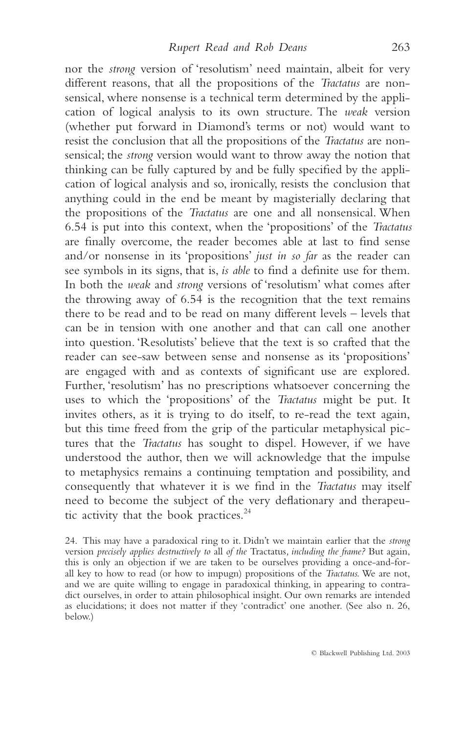nor the *strong* version of 'resolutism' need maintain, albeit for very different reasons, that all the propositions of the *Tractatus* are nonsensical, where nonsense is a technical term determined by the application of logical analysis to its own structure. The *weak* version (whether put forward in Diamond's terms or not) would want to resist the conclusion that all the propositions of the *Tractatus* are nonsensical; the *strong* version would want to throw away the notion that thinking can be fully captured by and be fully specified by the application of logical analysis and so, ironically, resists the conclusion that anything could in the end be meant by magisterially declaring that the propositions of the *Tractatus* are one and all nonsensical. When 6.54 is put into this context, when the 'propositions' of the *Tractatus* are finally overcome, the reader becomes able at last to find sense and/or nonsense in its 'propositions' *just in so far* as the reader can see symbols in its signs, that is, *is able* to find a definite use for them. In both the *weak* and *strong* versions of 'resolutism' what comes after the throwing away of 6.54 is the recognition that the text remains there to be read and to be read on many different levels – levels that can be in tension with one another and that can call one another into question. 'Resolutists' believe that the text is so crafted that the reader can see-saw between sense and nonsense as its 'propositions' are engaged with and as contexts of significant use are explored. Further, 'resolutism' has no prescriptions whatsoever concerning the uses to which the 'propositions' of the *Tractatus* might be put. It invites others, as it is trying to do itself, to re-read the text again, but this time freed from the grip of the particular metaphysical pictures that the *Tractatus* has sought to dispel. However, if we have understood the author, then we will acknowledge that the impulse to metaphysics remains a continuing temptation and possibility, and consequently that whatever it is we find in the *Tractatus* may itself need to become the subject of the very deflationary and therapeutic activity that the book practices.[24]

24. This may have a paradoxical ring to it. Didn't we maintain earlier that the *strong* version *precisely applies destructively to* all *of the* Tractatus*, including the frame?* But again, this is only an objection if we are taken to be ourselves providing a once-and-for-all key to how to read (or how to impugn) propositions of the *Tractatus*. We are not, and we are quite willing to engage in paradoxical thinking, in appearing to contradict ourselves, in order to attain philosophical insight. Our own remarks are intended as elucidations; it does not matter if they 'contradict' one another. (See also n. 26, below.)

© Blackwell Publishing Ltd. 2003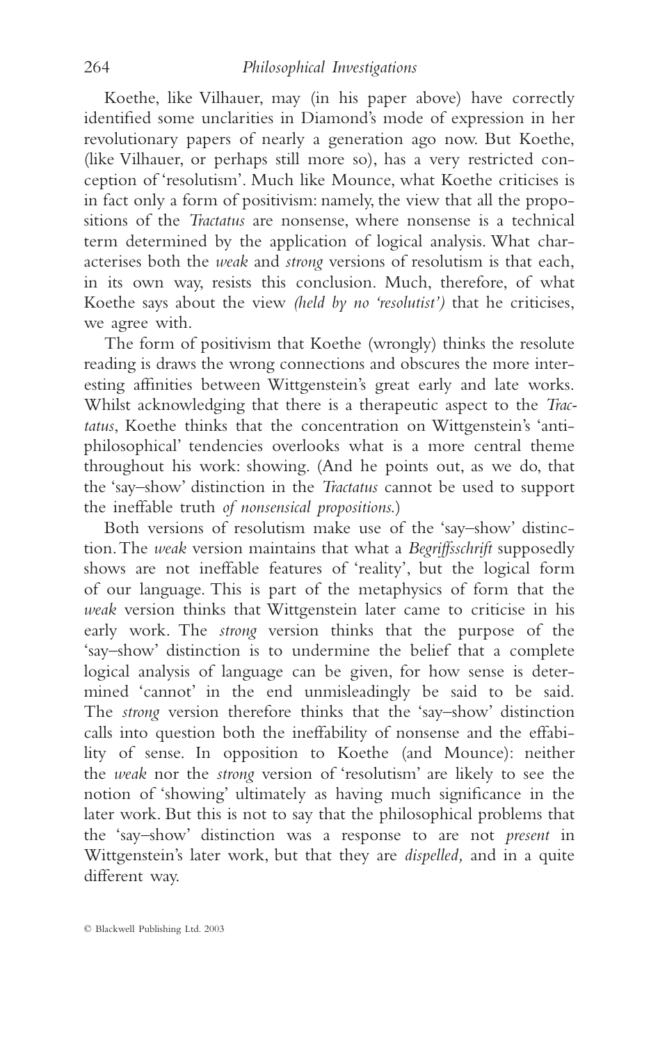Koethe, like Vilhauer, may (in his paper above) have correctly identified some unclarities in Diamond's mode of expression in her revolutionary papers of nearly a generation ago now. But Koethe, (like Vilhauer, or perhaps still more so), has a very restricted conception of 'resolutism'. Much like Mounce, what Koethe criticises is in fact only a form of positivism: namely, the view that all the propositions of the *Tractatus* are nonsense, where nonsense is a technical term determined by the application of logical analysis. What characterises both the *weak* and *strong* versions of resolutism is that each, in its own way, resists this conclusion. Much, therefore, of what Koethe says about the view *(held by no 'resolutist')* that he criticises, we agree with.

The form of positivism that Koethe (wrongly) thinks the resolute reading is draws the wrong connections and obscures the more interesting affinities between Wittgenstein's great early and late works. Whilst acknowledging that there is a therapeutic aspect to the *Tractatus*, Koethe thinks that the concentration on Wittgenstein's 'anti-philosophical' tendencies overlooks what is a more central theme throughout his work: showing. (And he points out, as we do, that the 'say–show' distinction in the *Tractatus* cannot be used to support the ineffable truth *of nonsensical propositions.*)

Both versions of resolutism make use of the 'say–show' distinction. The *weak* version maintains that what a *Begriffsschrift* supposedly shows are not ineffable features of 'reality', but the logical form of our language. This is part of the metaphysics of form that the *weak* version thinks that Wittgenstein later came to criticise in his early work. The *strong* version thinks that the purpose of the 'say–show' distinction is to undermine the belief that a complete logical analysis of language can be given, for how sense is determined 'cannot' in the end unmisleadingly be said to be said. The *strong* version therefore thinks that the 'say–show' distinction calls into question both the ineffability of nonsense and the effability of sense. In opposition to Koethe (and Mounce): neither the *weak* nor the *strong* version of 'resolutism' are likely to see the notion of 'showing' ultimately as having much significance in the later work. But this is not to say that the philosophical problems that the 'say–show' distinction was a response to are not *present* in Wittgenstein's later work, but that they are *dispelled,* and in a quite different way.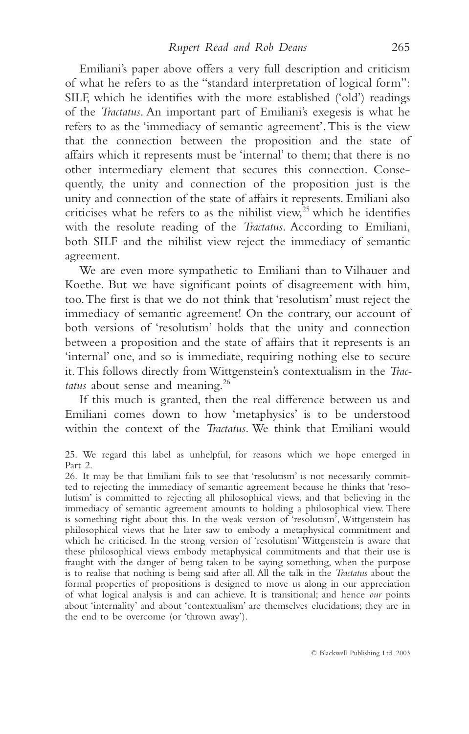Emiliani's paper above offers a very full description and criticism of what he refers to as the "standard interpretation of logical form": SILF, which he identifies with the more established ('old') readings of the *Tractatus*. An important part of Emiliani's exegesis is what he refers to as the 'immediacy of semantic agreement'. This is the view that the connection between the proposition and the state of affairs which it represents must be 'internal' to them; that there is no other intermediary element that secures this connection. Consequently, the unity and connection of the proposition just is the unity and connection of the state of affairs it represents. Emiliani also criticises what he refers to as the nihilist view,[25] which he identifies with the resolute reading of the *Tractatus*. According to Emiliani, both SILF and the nihilist view reject the immediacy of semantic agreement.

We are even more sympathetic to Emiliani than to Vilhauer and Koethe. But we have significant points of disagreement with him, too. The first is that we do not think that 'resolutism' must reject the immediacy of semantic agreement! On the contrary, our account of both versions of 'resolutism' holds that the unity and connection between a proposition and the state of affairs that it represents is an 'internal' one, and so is immediate, requiring nothing else to secure it. This follows directly from Wittgenstein's contextualism in the *Tractatus* about sense and meaning.[26]

If this much is granted, then the real difference between us and Emiliani comes down to how 'metaphysics' is to be understood within the context of the *Tractatus*. We think that Emiliani would

25. We regard this label as unhelpful, for reasons which we hope emerged in Part 2.

26. It may be that Emiliani fails to see that 'resolutism' is not necessarily committed to rejecting the immediacy of semantic agreement because he thinks that 'resolutism' is committed to rejecting all philosophical views, and that believing in the immediacy of semantic agreement amounts to holding a philosophical view. There is something right about this. In the weak version of 'resolutism', Wittgenstein has philosophical views that he later saw to embody a metaphysical commitment and which he criticised. In the strong version of 'resolutism' Wittgenstein is aware that these philosophical views embody metaphysical commitments and that their use is fraught with the danger of being taken to be saying something, when the purpose is to realise that nothing is being said after all. All the talk in the *Tractatus* about the formal properties of propositions is designed to move us along in our appreciation of what logical analysis is and can achieve. It is transitional; and hence *our* points about 'internality' and about 'contextualism' are themselves elucidations; they are in the end to be overcome (or 'thrown away').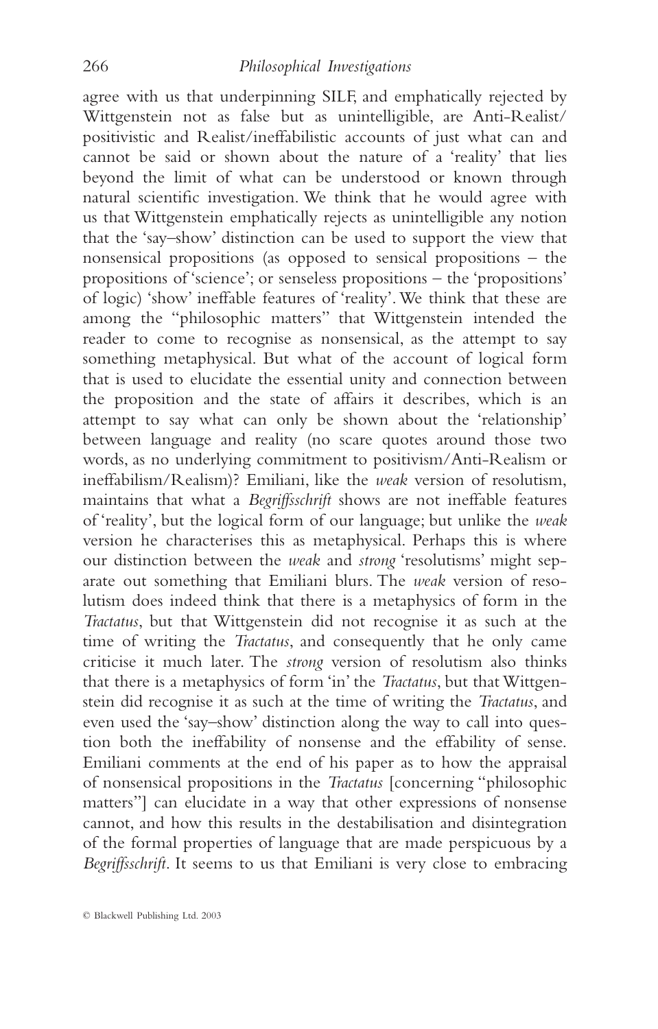agree with us that underpinning SILF, and emphatically rejected by Wittgenstein not as false but as unintelligible, are Anti-Realist/positivistic and Realist/ineffabilistic accounts of just what can and cannot be said or shown about the nature of a 'reality' that lies beyond the limit of what can be understood or known through natural scientific investigation. We think that he would agree with us that Wittgenstein emphatically rejects as unintelligible any notion that the 'say–show' distinction can be used to support the view that nonsensical propositions (as opposed to sensical propositions – the propositions of 'science'; or senseless propositions – the 'propositions' of logic) 'show' ineffable features of 'reality'. We think that these are among the "philosophic matters" that Wittgenstein intended the reader to come to recognise as nonsensical, as the attempt to say something metaphysical. But what of the account of logical form that is used to elucidate the essential unity and connection between the proposition and the state of affairs it describes, which is an attempt to say what can only be shown about the 'relationship' between language and reality (no scare quotes around those two words, as no underlying commitment to positivism/Anti-Realism or ineffabilism/Realism)? Emiliani, like the *weak* version of resolutism, maintains that what a *Begriffsschrift* shows are not ineffable features of 'reality', but the logical form of our language; but unlike the *weak* version he characterises this as metaphysical. Perhaps this is where our distinction between the *weak* and *strong* 'resolutisms' might separate out something that Emiliani blurs. The *weak* version of resolutism does indeed think that there is a metaphysics of form in the *Tractatus*, but that Wittgenstein did not recognise it as such at the time of writing the *Tractatus*, and consequently that he only came criticise it much later. The *strong* version of resolutism also thinks that there is a metaphysics of form 'in' the *Tractatus*, but that Wittgenstein did recognise it as such at the time of writing the *Tractatus*, and even used the 'say–show' distinction along the way to call into question both the ineffability of nonsense and the effability of sense. Emiliani comments at the end of his paper as to how the appraisal of nonsensical propositions in the *Tractatus* [concerning "philosophic matters"] can elucidate in a way that other expressions of nonsense cannot, and how this results in the destabilisation and disintegration of the formal properties of language that are made perspicuous by a *Begriffsschrift*. It seems to us that Emiliani is very close to embracing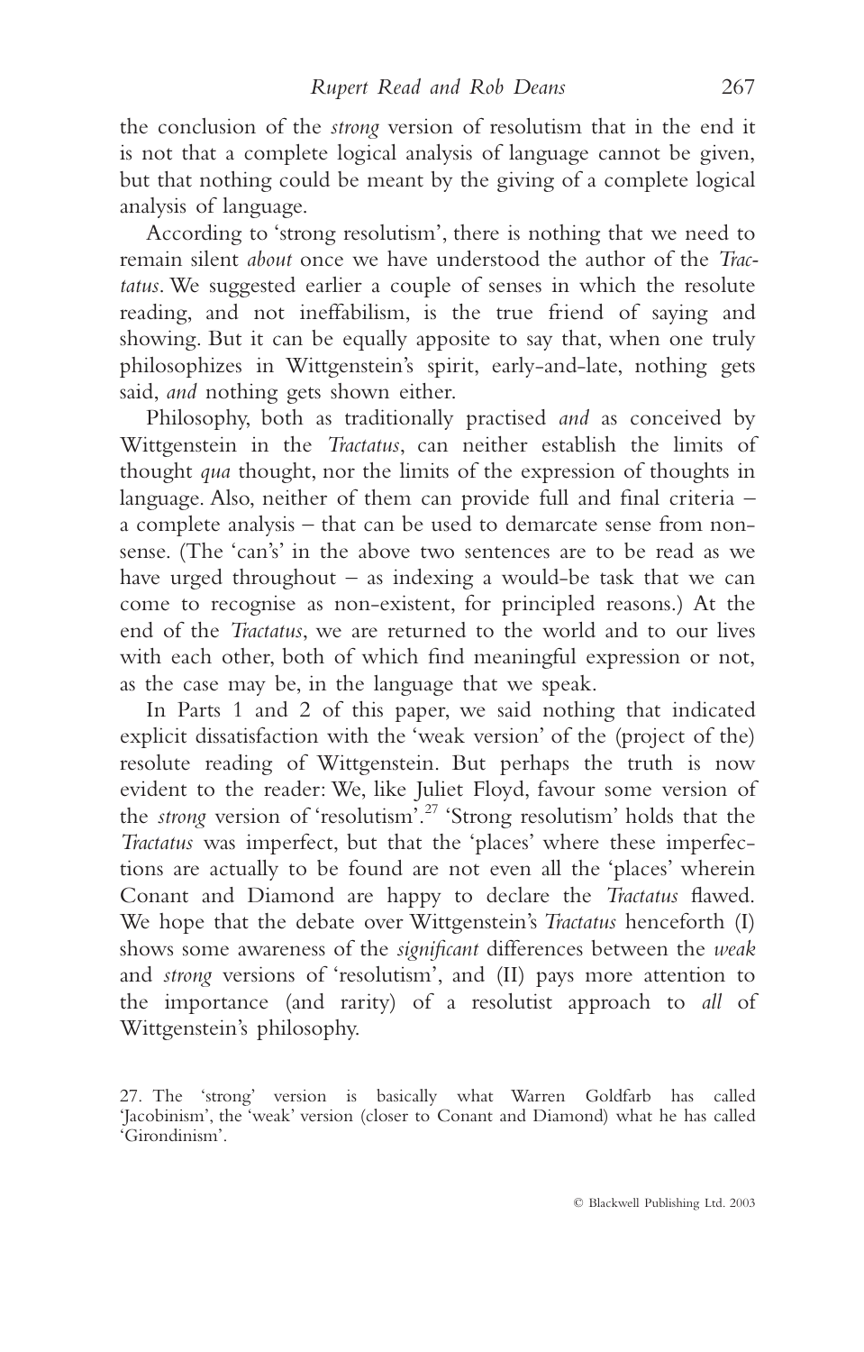the conclusion of the *strong* version of resolutism that in the end it is not that a complete logical analysis of language cannot be given, but that nothing could be meant by the giving of a complete logical analysis of language.

According to 'strong resolutism', there is nothing that we need to remain silent *about* once we have understood the author of the *Tractatus*. We suggested earlier a couple of senses in which the resolute reading, and not ineffabilism, is the true friend of saying and showing. But it can be equally apposite to say that, when one truly philosophizes in Wittgenstein's spirit, early-and-late, nothing gets said, *and* nothing gets shown either.

Philosophy, both as traditionally practised *and* as conceived by Wittgenstein in the *Tractatus*, can neither establish the limits of thought *qua* thought, nor the limits of the expression of thoughts in language. Also, neither of them can provide full and final criteria – a complete analysis – that can be used to demarcate sense from nonsense. (The 'can's' in the above two sentences are to be read as we have urged throughout – as indexing a would-be task that we can come to recognise as non-existent, for principled reasons.) At the end of the *Tractatus*, we are returned to the world and to our lives with each other, both of which find meaningful expression or not, as the case may be, in the language that we speak.

In Parts 1 and 2 of this paper, we said nothing that indicated explicit dissatisfaction with the 'weak version' of the (project of the) resolute reading of Wittgenstein. But perhaps the truth is now evident to the reader: We, like Juliet Floyd, favour some version of the *strong* version of 'resolutism'.[27] 'Strong resolutism' holds that the *Tractatus* was imperfect, but that the 'places' where these imperfections are actually to be found are not even all the 'places' wherein Conant and Diamond are happy to declare the *Tractatus* flawed. We hope that the debate over Wittgenstein's *Tractatus* henceforth (I) shows some awareness of the *significant* differences between the *weak* and *strong* versions of 'resolutism', and (II) pays more attention to the importance (and rarity) of a resolutist approach to *all* of Wittgenstein's philosophy.

27. The 'strong' version is basically what Warren Goldfarb has called 'Jacobinism', the 'weak' version (closer to Conant and Diamond) what he has called 'Girondinism'.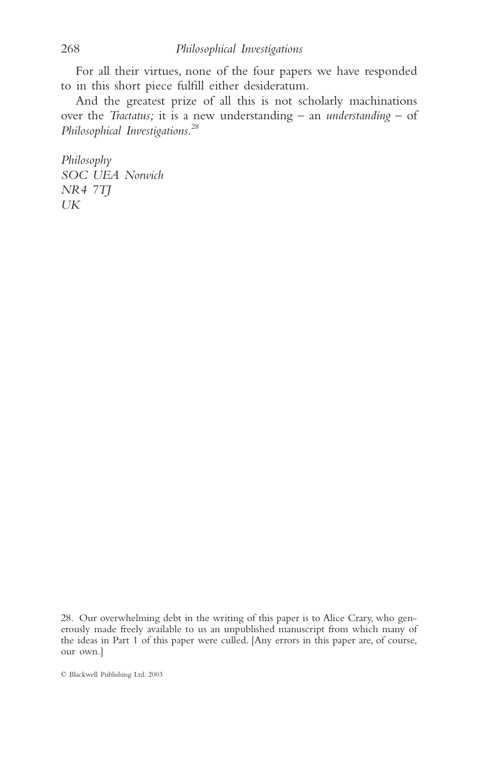For all their virtues, none of the four papers we have responded to in this short piece fulfill either desideratum.

And the greatest prize of all this is not scholarly machinations over the *Tractatus;* it is a new understanding – an *understanding* – of *Philosophical Investigations*.[28]

*Philosophy*
*SOC UEA Norwich*
*NR4 7TJ*
*UK*

28. Our overwhelming debt in the writing of this paper is to Alice Crary, who generously made freely available to us an unpublished manuscript from which many of the ideas in Part 1 of this paper were culled. [Any errors in this paper are, of course, our own.]

© Blackwell Publishing Ltd. 2003